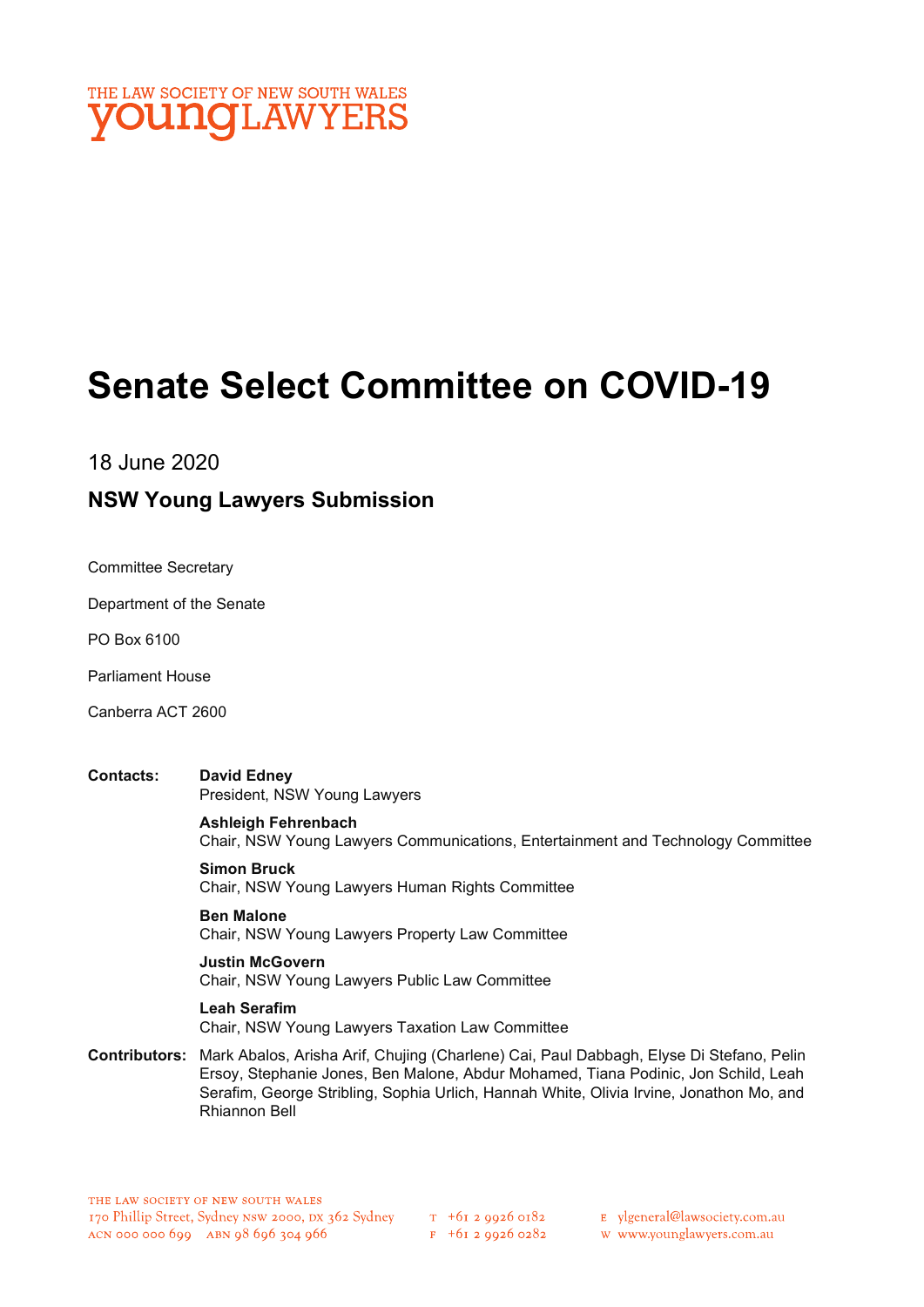THE LAW SOCIETY OF NEW SOUTH WALES
**young**LAWYERS

# Senate Select Committee on COVID-19

18 June 2020

## NSW Young Lawyers Submission

Committee Secretary

Department of the Senate

PO Box 6100

Parliament House

Canberra ACT 2600

**Contacts:**

**David Edney**
President, NSW Young Lawyers

**Ashleigh Fehrenbach**
Chair, NSW Young Lawyers Communications, Entertainment and Technology Committee

**Simon Bruck**
Chair, NSW Young Lawyers Human Rights Committee

**Ben Malone**
Chair, NSW Young Lawyers Property Law Committee

**Justin McGovern**
Chair, NSW Young Lawyers Public Law Committee

**Leah Serafim**
Chair, NSW Young Lawyers Taxation Law Committee

**Contributors:** Mark Abalos, Arisha Arif, Chujing (Charlene) Cai, Paul Dabbagh, Elyse Di Stefano, Pelin Ersoy, Stephanie Jones, Ben Malone, Abdur Mohamed, Tiana Podinic, Jon Schild, Leah Serafim, George Stribling, Sophia Urlich, Hannah White, Olivia Irvine, Jonathon Mo, and Rhiannon Bell

THE LAW SOCIETY OF NEW SOUTH WALES
170 Phillip Street, Sydney NSW 2000, DX 362 Sydney
ACN 000 000 699 ABN 98 696 304 966
T +61 2 9926 0182
F +61 2 9926 0282
E ylgeneral@lawsociety.com.au
W www.younglawyers.com.au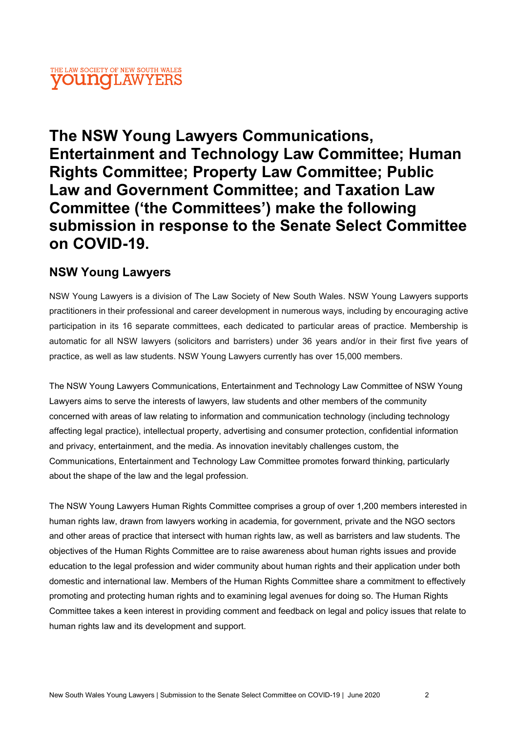THE LAW SOCIETY OF NEW SOUTH WALES
YOUNG LAWYERS

# The NSW Young Lawyers Communications, Entertainment and Technology Law Committee; Human Rights Committee; Property Law Committee; Public Law and Government Committee; and Taxation Law Committee ('the Committees') make the following submission in response to the Senate Select Committee on COVID-19.

## NSW Young Lawyers

NSW Young Lawyers is a division of The Law Society of New South Wales. NSW Young Lawyers supports practitioners in their professional and career development in numerous ways, including by encouraging active participation in its 16 separate committees, each dedicated to particular areas of practice. Membership is automatic for all NSW lawyers (solicitors and barristers) under 36 years and/or in their first five years of practice, as well as law students. NSW Young Lawyers currently has over 15,000 members.

The NSW Young Lawyers Communications, Entertainment and Technology Law Committee of NSW Young Lawyers aims to serve the interests of lawyers, law students and other members of the community concerned with areas of law relating to information and communication technology (including technology affecting legal practice), intellectual property, advertising and consumer protection, confidential information and privacy, entertainment, and the media. As innovation inevitably challenges custom, the Communications, Entertainment and Technology Law Committee promotes forward thinking, particularly about the shape of the law and the legal profession.

The NSW Young Lawyers Human Rights Committee comprises a group of over 1,200 members interested in human rights law, drawn from lawyers working in academia, for government, private and the NGO sectors and other areas of practice that intersect with human rights law, as well as barristers and law students. The objectives of the Human Rights Committee are to raise awareness about human rights issues and provide education to the legal profession and wider community about human rights and their application under both domestic and international law. Members of the Human Rights Committee share a commitment to effectively promoting and protecting human rights and to examining legal avenues for doing so. The Human Rights Committee takes a keen interest in providing comment and feedback on legal and policy issues that relate to human rights law and its development and support.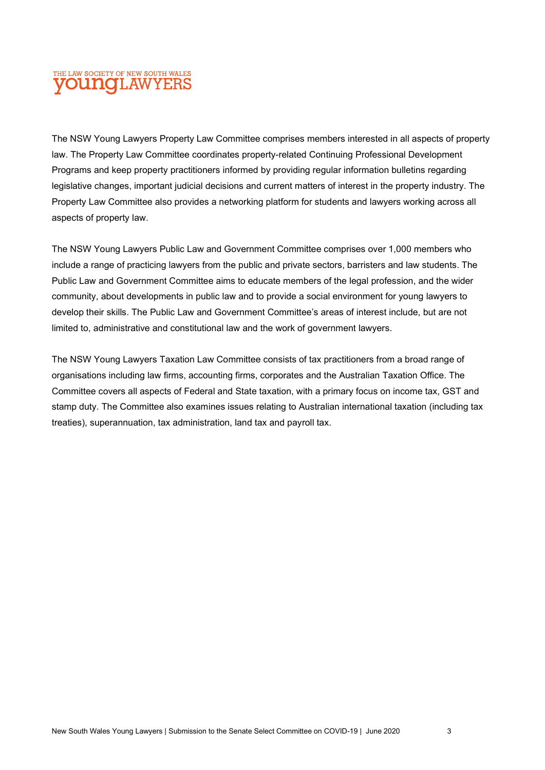The NSW Young Lawyers Property Law Committee comprises members interested in all aspects of property law. The Property Law Committee coordinates property-related Continuing Professional Development Programs and keep property practitioners informed by providing regular information bulletins regarding legislative changes, important judicial decisions and current matters of interest in the property industry. The Property Law Committee also provides a networking platform for students and lawyers working across all aspects of property law.

The NSW Young Lawyers Public Law and Government Committee comprises over 1,000 members who include a range of practicing lawyers from the public and private sectors, barristers and law students. The Public Law and Government Committee aims to educate members of the legal profession, and the wider community, about developments in public law and to provide a social environment for young lawyers to develop their skills. The Public Law and Government Committee's areas of interest include, but are not limited to, administrative and constitutional law and the work of government lawyers.

The NSW Young Lawyers Taxation Law Committee consists of tax practitioners from a broad range of organisations including law firms, accounting firms, corporates and the Australian Taxation Office. The Committee covers all aspects of Federal and State taxation, with a primary focus on income tax, GST and stamp duty. The Committee also examines issues relating to Australian international taxation (including tax treaties), superannuation, tax administration, land tax and payroll tax.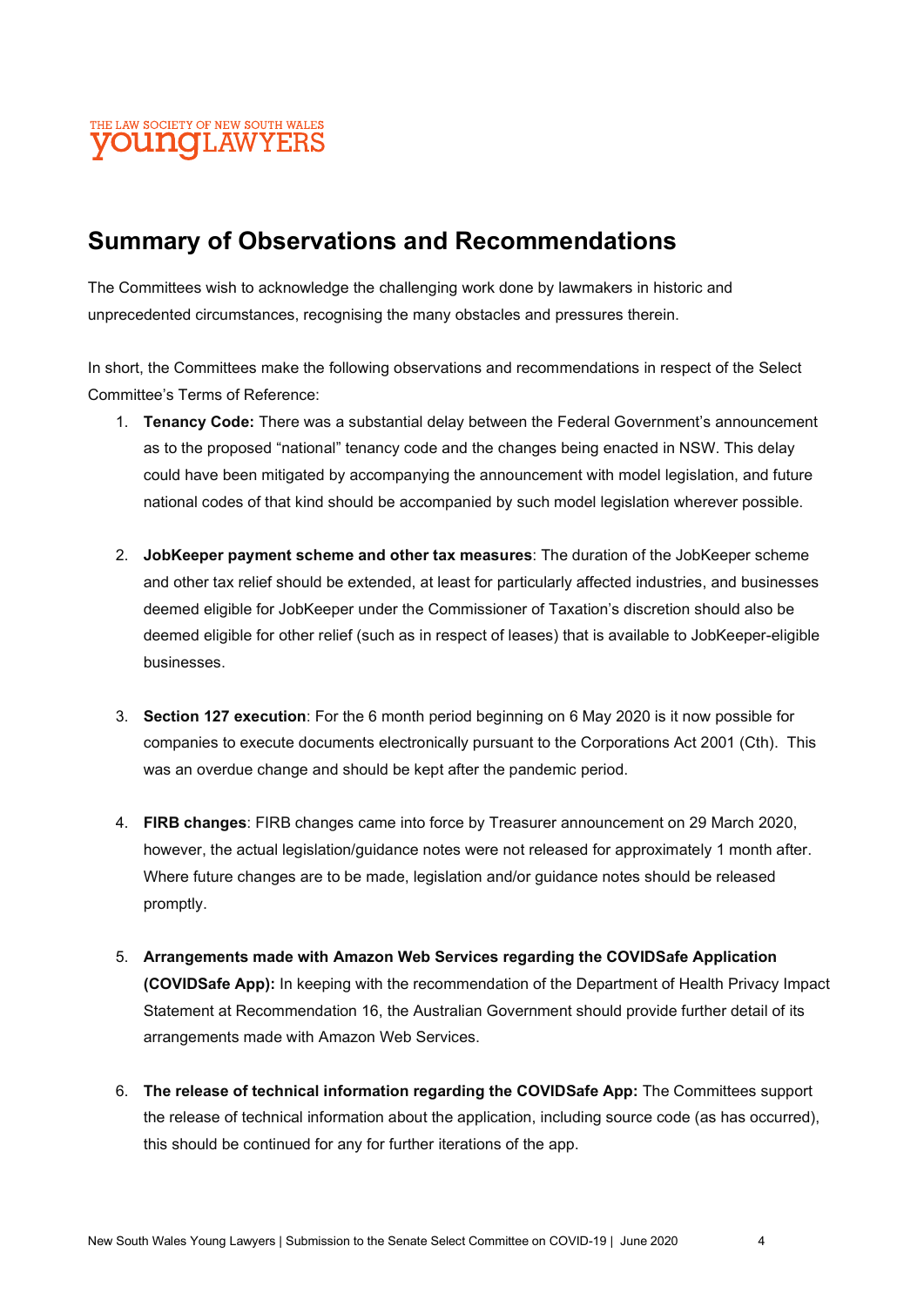## Summary of Observations and Recommendations

The Committees wish to acknowledge the challenging work done by lawmakers in historic and unprecedented circumstances, recognising the many obstacles and pressures therein.

In short, the Committees make the following observations and recommendations in respect of the Select Committee's Terms of Reference:

1. **Tenancy Code:** There was a substantial delay between the Federal Government's announcement as to the proposed "national" tenancy code and the changes being enacted in NSW. This delay could have been mitigated by accompanying the announcement with model legislation, and future national codes of that kind should be accompanied by such model legislation wherever possible.

2. **JobKeeper payment scheme and other tax measures**: The duration of the JobKeeper scheme and other tax relief should be extended, at least for particularly affected industries, and businesses deemed eligible for JobKeeper under the Commissioner of Taxation's discretion should also be deemed eligible for other relief (such as in respect of leases) that is available to JobKeeper-eligible businesses.

3. **Section 127 execution**: For the 6 month period beginning on 6 May 2020 is it now possible for companies to execute documents electronically pursuant to the Corporations Act 2001 (Cth). This was an overdue change and should be kept after the pandemic period.

4. **FIRB changes**: FIRB changes came into force by Treasurer announcement on 29 March 2020, however, the actual legislation/guidance notes were not released for approximately 1 month after. Where future changes are to be made, legislation and/or guidance notes should be released promptly.

5. **Arrangements made with Amazon Web Services regarding the COVIDSafe Application (COVIDSafe App):** In keeping with the recommendation of the Department of Health Privacy Impact Statement at Recommendation 16, the Australian Government should provide further detail of its arrangements made with Amazon Web Services.

6. **The release of technical information regarding the COVIDSafe App:** The Committees support the release of technical information about the application, including source code (as has occurred), this should be continued for any for further iterations of the app.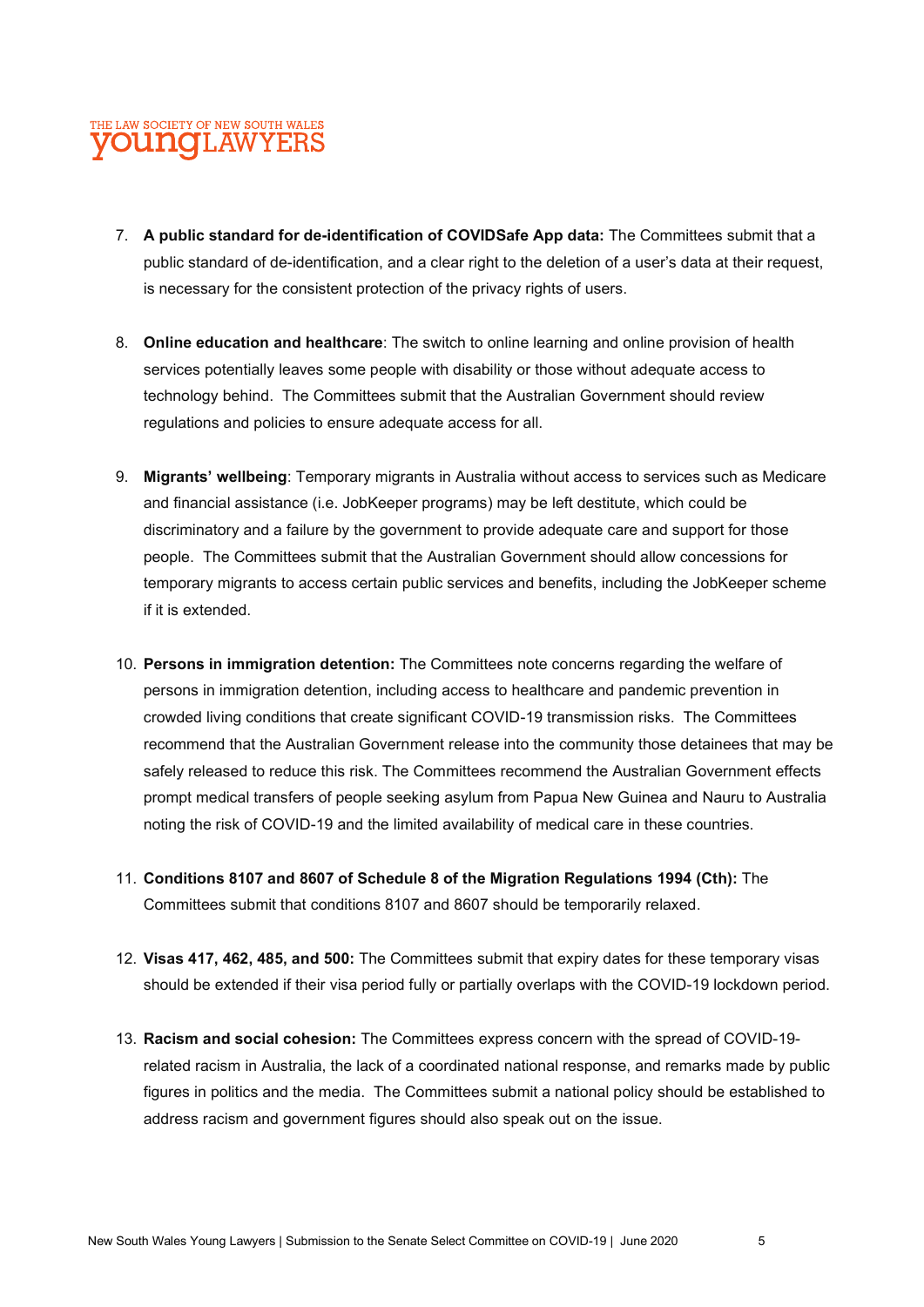7. **A public standard for de-identification of COVIDSafe App data:** The Committees submit that a public standard of de-identification, and a clear right to the deletion of a user's data at their request, is necessary for the consistent protection of the privacy rights of users.

8. **Online education and healthcare**: The switch to online learning and online provision of health services potentially leaves some people with disability or those without adequate access to technology behind. The Committees submit that the Australian Government should review regulations and policies to ensure adequate access for all.

9. **Migrants' wellbeing**: Temporary migrants in Australia without access to services such as Medicare and financial assistance (i.e. JobKeeper programs) may be left destitute, which could be discriminatory and a failure by the government to provide adequate care and support for those people. The Committees submit that the Australian Government should allow concessions for temporary migrants to access certain public services and benefits, including the JobKeeper scheme if it is extended.

10. **Persons in immigration detention:** The Committees note concerns regarding the welfare of persons in immigration detention, including access to healthcare and pandemic prevention in crowded living conditions that create significant COVID-19 transmission risks. The Committees recommend that the Australian Government release into the community those detainees that may be safely released to reduce this risk. The Committees recommend the Australian Government effects prompt medical transfers of people seeking asylum from Papua New Guinea and Nauru to Australia noting the risk of COVID-19 and the limited availability of medical care in these countries.

11. **Conditions 8107 and 8607 of Schedule 8 of the Migration Regulations 1994 (Cth):** The Committees submit that conditions 8107 and 8607 should be temporarily relaxed.

12. **Visas 417, 462, 485, and 500:** The Committees submit that expiry dates for these temporary visas should be extended if their visa period fully or partially overlaps with the COVID-19 lockdown period.

13. **Racism and social cohesion:** The Committees express concern with the spread of COVID-19-related racism in Australia, the lack of a coordinated national response, and remarks made by public figures in politics and the media. The Committees submit a national policy should be established to address racism and government figures should also speak out on the issue.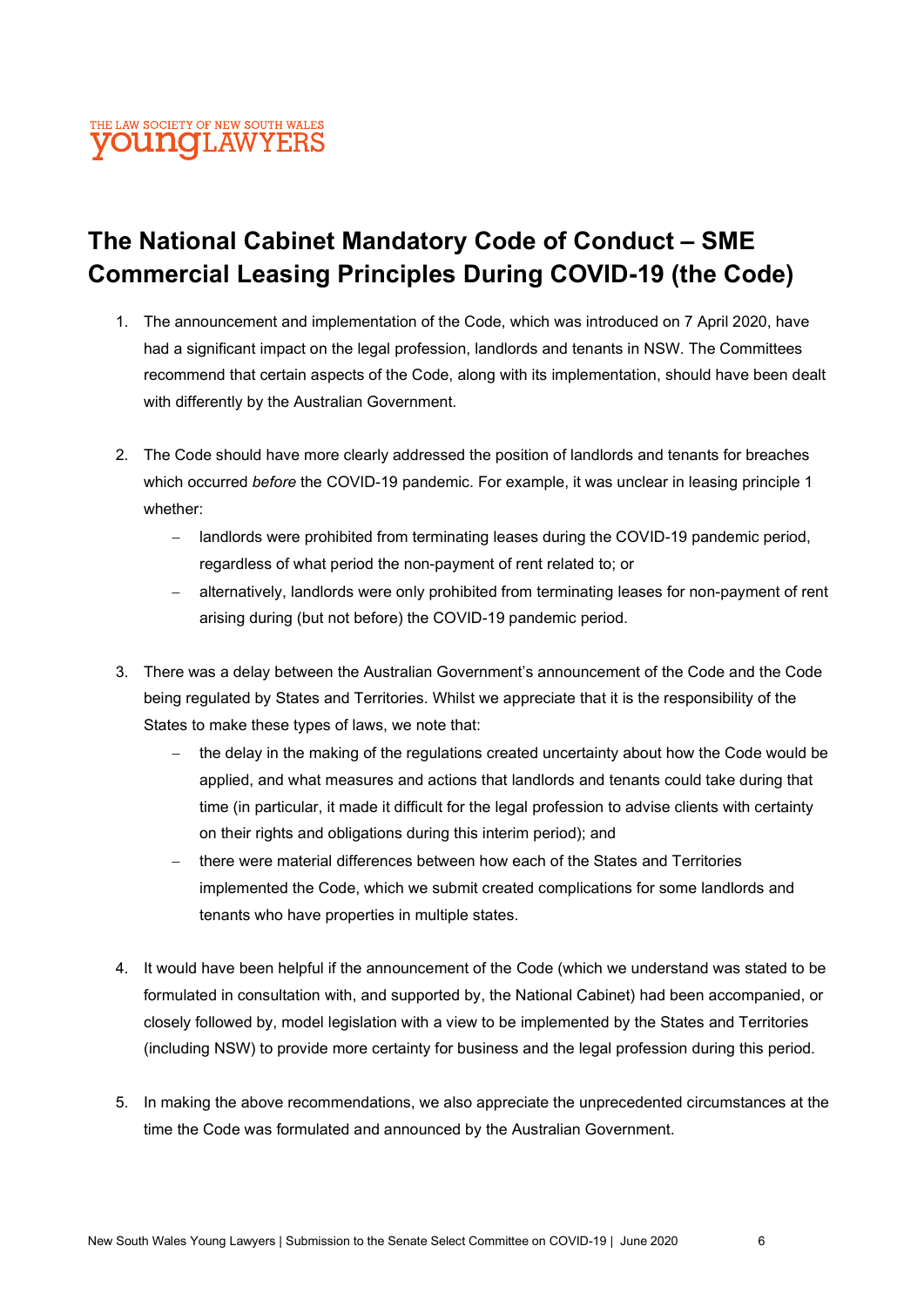## The National Cabinet Mandatory Code of Conduct – SME Commercial Leasing Principles During COVID-19 (the Code)

1. The announcement and implementation of the Code, which was introduced on 7 April 2020, have had a significant impact on the legal profession, landlords and tenants in NSW. The Committees recommend that certain aspects of the Code, along with its implementation, should have been dealt with differently by the Australian Government.

2. The Code should have more clearly addressed the position of landlords and tenants for breaches which occurred *before* the COVID-19 pandemic. For example, it was unclear in leasing principle 1 whether:
   - landlords were prohibited from terminating leases during the COVID-19 pandemic period, regardless of what period the non-payment of rent related to; or
   - alternatively, landlords were only prohibited from terminating leases for non-payment of rent arising during (but not before) the COVID-19 pandemic period.

3. There was a delay between the Australian Government's announcement of the Code and the Code being regulated by States and Territories. Whilst we appreciate that it is the responsibility of the States to make these types of laws, we note that:
   - the delay in the making of the regulations created uncertainty about how the Code would be applied, and what measures and actions that landlords and tenants could take during that time (in particular, it made it difficult for the legal profession to advise clients with certainty on their rights and obligations during this interim period); and
   - there were material differences between how each of the States and Territories implemented the Code, which we submit created complications for some landlords and tenants who have properties in multiple states.

4. It would have been helpful if the announcement of the Code (which we understand was stated to be formulated in consultation with, and supported by, the National Cabinet) had been accompanied, or closely followed by, model legislation with a view to be implemented by the States and Territories (including NSW) to provide more certainty for business and the legal profession during this period.

5. In making the above recommendations, we also appreciate the unprecedented circumstances at the time the Code was formulated and announced by the Australian Government.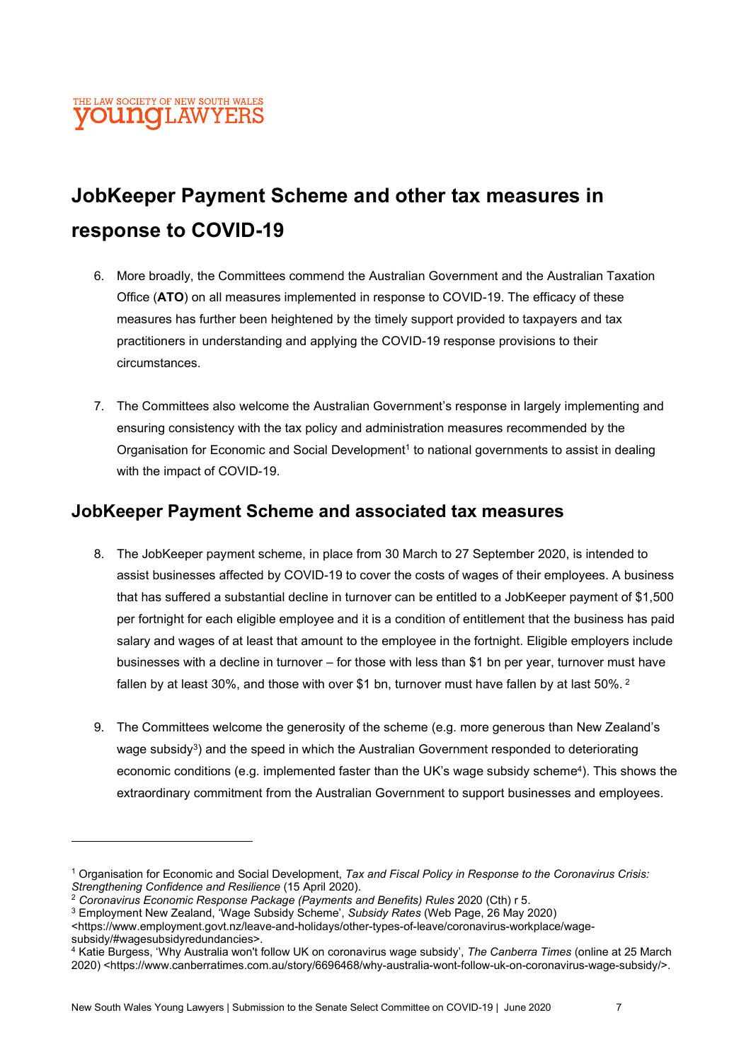# JobKeeper Payment Scheme and other tax measures in response to COVID-19

6. More broadly, the Committees commend the Australian Government and the Australian Taxation Office (**ATO**) on all measures implemented in response to COVID-19. The efficacy of these measures has further been heightened by the timely support provided to taxpayers and tax practitioners in understanding and applying the COVID-19 response provisions to their circumstances.

7. The Committees also welcome the Australian Government's response in largely implementing and ensuring consistency with the tax policy and administration measures recommended by the Organisation for Economic and Social Development[1] to national governments to assist in dealing with the impact of COVID-19.

## JobKeeper Payment Scheme and associated tax measures

8. The JobKeeper payment scheme, in place from 30 March to 27 September 2020, is intended to assist businesses affected by COVID-19 to cover the costs of wages of their employees. A business that has suffered a substantial decline in turnover can be entitled to a JobKeeper payment of $1,500 per fortnight for each eligible employee and it is a condition of entitlement that the business has paid salary and wages of at least that amount to the employee in the fortnight. Eligible employers include businesses with a decline in turnover – for those with less than $1 bn per year, turnover must have fallen by at least 30%, and those with over $1 bn, turnover must have fallen by at last 50%.[2]

9. The Committees welcome the generosity of the scheme (e.g. more generous than New Zealand's wage subsidy[3]) and the speed in which the Australian Government responded to deteriorating economic conditions (e.g. implemented faster than the UK's wage subsidy scheme[4]). This shows the extraordinary commitment from the Australian Government to support businesses and employees.

---

[1] Organisation for Economic and Social Development, *Tax and Fiscal Policy in Response to the Coronavirus Crisis: Strengthening Confidence and Resilience* (15 April 2020).

[2] *Coronavirus Economic Response Package (Payments and Benefits) Rules* 2020 (Cth) r 5.

[3] Employment New Zealand, 'Wage Subsidy Scheme', *Subsidy Rates* (Web Page, 26 May 2020) <https://www.employment.govt.nz/leave-and-holidays/other-types-of-leave/coronavirus-workplace/wage-subsidy/#wagesubsidyredundancies>.

[4] Katie Burgess, 'Why Australia won't follow UK on coronavirus wage subsidy', *The Canberra Times* (online at 25 March 2020) <https://www.canberratimes.com.au/story/6696468/why-australia-wont-follow-uk-on-coronavirus-wage-subsidy/>.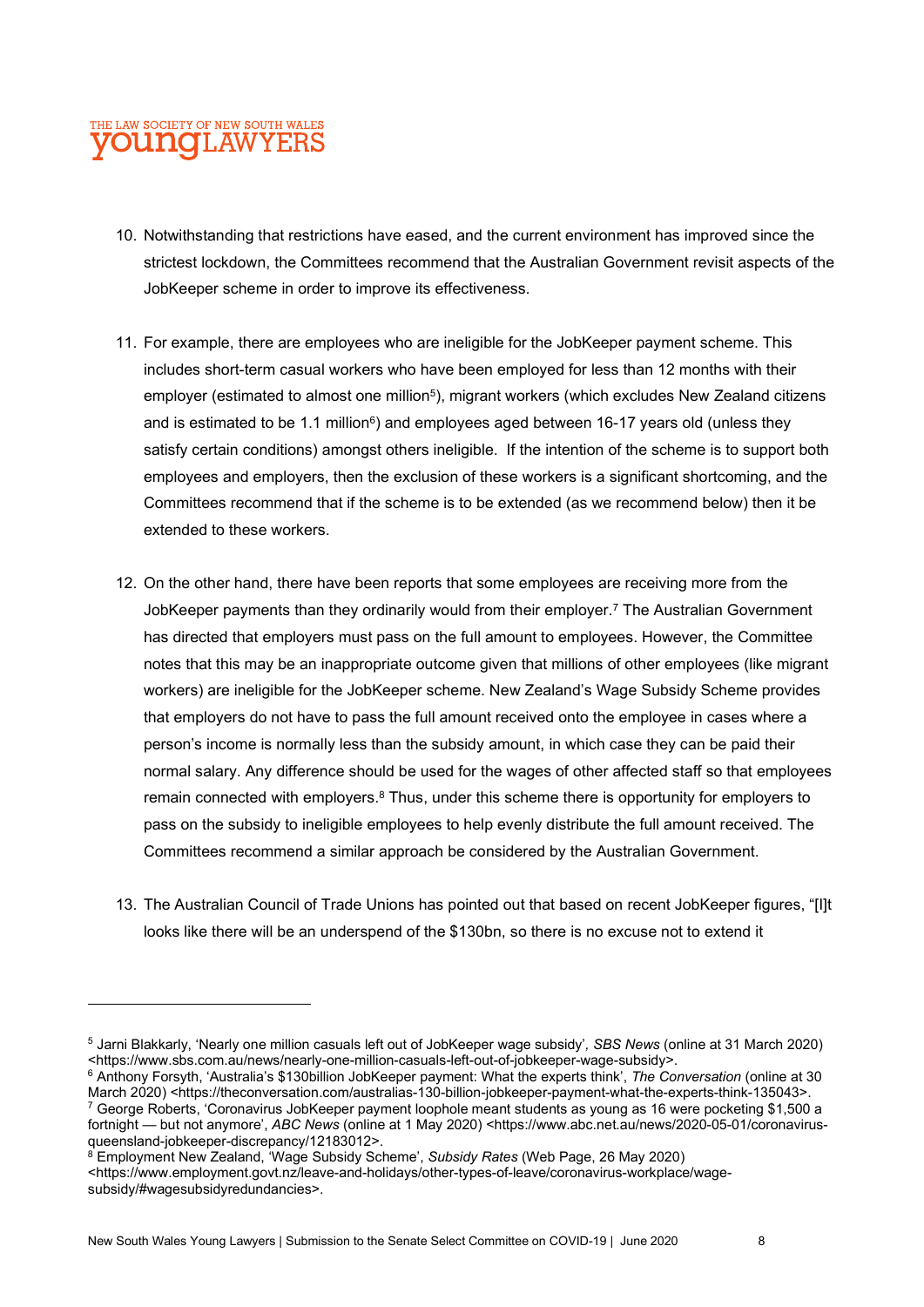10. Notwithstanding that restrictions have eased, and the current environment has improved since the strictest lockdown, the Committees recommend that the Australian Government revisit aspects of the JobKeeper scheme in order to improve its effectiveness.

11. For example, there are employees who are ineligible for the JobKeeper payment scheme. This includes short-term casual workers who have been employed for less than 12 months with their employer (estimated to almost one million[5]), migrant workers (which excludes New Zealand citizens and is estimated to be 1.1 million[6]) and employees aged between 16-17 years old (unless they satisfy certain conditions) amongst others ineligible. If the intention of the scheme is to support both employees and employers, then the exclusion of these workers is a significant shortcoming, and the Committees recommend that if the scheme is to be extended (as we recommend below) then it be extended to these workers.

12. On the other hand, there have been reports that some employees are receiving more from the JobKeeper payments than they ordinarily would from their employer.[7] The Australian Government has directed that employers must pass on the full amount to employees. However, the Committee notes that this may be an inappropriate outcome given that millions of other employees (like migrant workers) are ineligible for the JobKeeper scheme. New Zealand's Wage Subsidy Scheme provides that employers do not have to pass the full amount received onto the employee in cases where a person's income is normally less than the subsidy amount, in which case they can be paid their normal salary. Any difference should be used for the wages of other affected staff so that employees remain connected with employers.[8] Thus, under this scheme there is opportunity for employers to pass on the subsidy to ineligible employees to help evenly distribute the full amount received. The Committees recommend a similar approach be considered by the Australian Government.

13. The Australian Council of Trade Unions has pointed out that based on recent JobKeeper figures, "[I]t looks like there will be an underspend of the $130bn, so there is no excuse not to extend it

---

[5] Jarni Blakkarly, 'Nearly one million casuals left out of JobKeeper wage subsidy', *SBS News* (online at 31 March 2020) <https://www.sbs.com.au/news/nearly-one-million-casuals-left-out-of-jobkeeper-wage-subsidy>.

[6] Anthony Forsyth, 'Australia's $130billion JobKeeper payment: What the experts think', *The Conversation* (online at 30 March 2020) <https://theconversation.com/australias-130-billion-jobkeeper-payment-what-the-experts-think-135043>.

[7] George Roberts, 'Coronavirus JobKeeper payment loophole meant students as young as 16 were pocketing $1,500 a fortnight — but not anymore', *ABC News* (online at 1 May 2020) <https://www.abc.net.au/news/2020-05-01/coronavirus-queensland-jobkeeper-discrepancy/12183012>.

[8] Employment New Zealand, 'Wage Subsidy Scheme', *Subsidy Rates* (Web Page, 26 May 2020) <https://www.employment.govt.nz/leave-and-holidays/other-types-of-leave/coronavirus-workplace/wage-subsidy/#wagesubsidyredundancies>.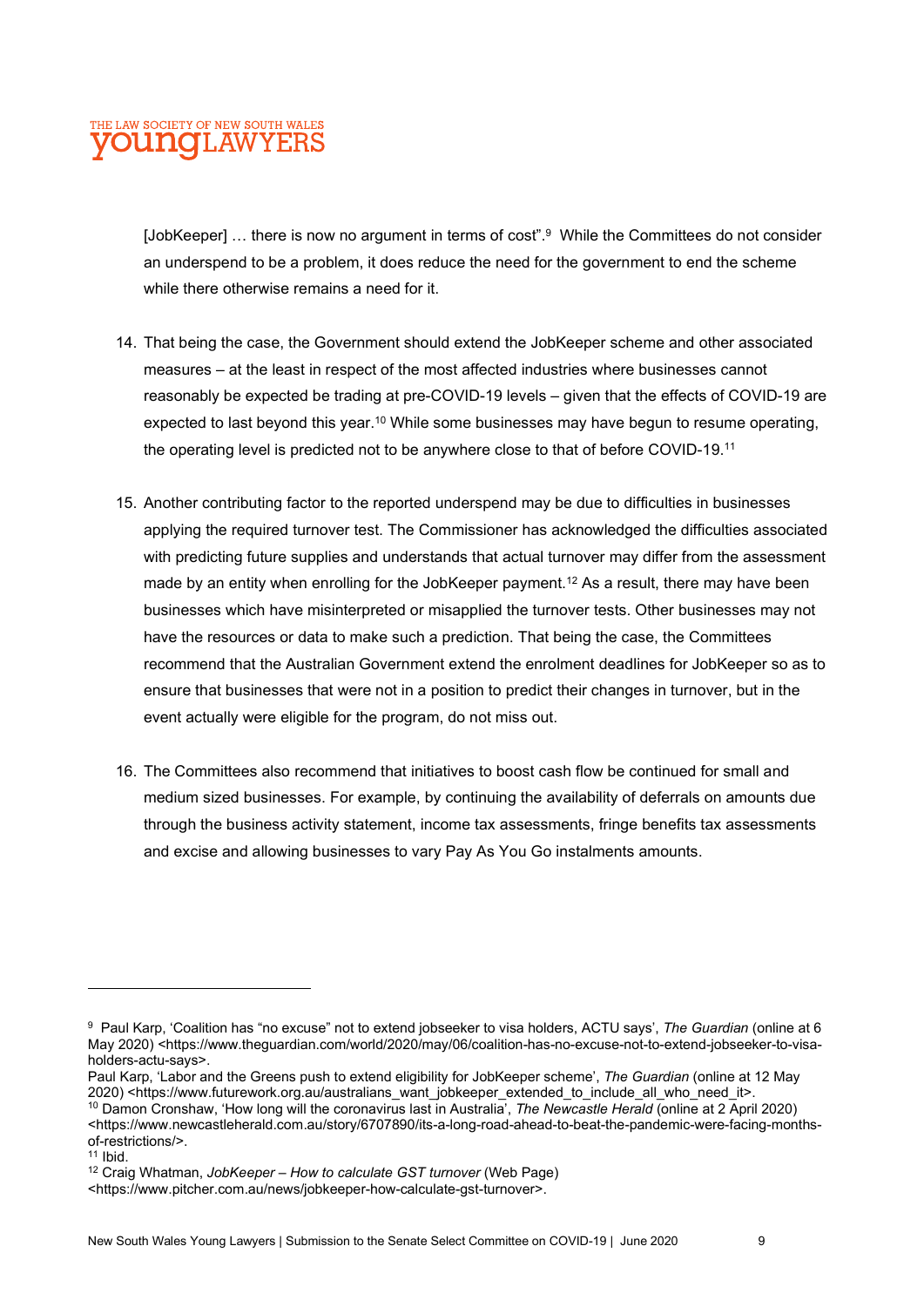[JobKeeper] … there is now no argument in terms of cost".[9] While the Committees do not consider an underspend to be a problem, it does reduce the need for the government to end the scheme while there otherwise remains a need for it.

14. That being the case, the Government should extend the JobKeeper scheme and other associated measures – at the least in respect of the most affected industries where businesses cannot reasonably be expected be trading at pre-COVID-19 levels – given that the effects of COVID-19 are expected to last beyond this year.[10] While some businesses may have begun to resume operating, the operating level is predicted not to be anywhere close to that of before COVID-19.[11]

15. Another contributing factor to the reported underspend may be due to difficulties in businesses applying the required turnover test. The Commissioner has acknowledged the difficulties associated with predicting future supplies and understands that actual turnover may differ from the assessment made by an entity when enrolling for the JobKeeper payment.[12] As a result, there may have been businesses which have misinterpreted or misapplied the turnover tests. Other businesses may not have the resources or data to make such a prediction. That being the case, the Committees recommend that the Australian Government extend the enrolment deadlines for JobKeeper so as to ensure that businesses that were not in a position to predict their changes in turnover, but in the event actually were eligible for the program, do not miss out.

16. The Committees also recommend that initiatives to boost cash flow be continued for small and medium sized businesses. For example, by continuing the availability of deferrals on amounts due through the business activity statement, income tax assessments, fringe benefits tax assessments and excise and allowing businesses to vary Pay As You Go instalments amounts.

---

[9] Paul Karp, 'Coalition has "no excuse" not to extend jobseeker to visa holders, ACTU says', *The Guardian* (online at 6 May 2020) <https://www.theguardian.com/world/2020/may/06/coalition-has-no-excuse-not-to-extend-jobseeker-to-visa-holders-actu-says>.
Paul Karp, 'Labor and the Greens push to extend eligibility for JobKeeper scheme', *The Guardian* (online at 12 May 2020) <https://www.futurework.org.au/australians_want_jobkeeper_extended_to_include_all_who_need_it>.

[10] Damon Cronshaw, 'How long will the coronavirus last in Australia', *The Newcastle Herald* (online at 2 April 2020) <https://www.newcastleherald.com.au/story/6707890/its-a-long-road-ahead-to-beat-the-pandemic-were-facing-months-of-restrictions/>.

[11] Ibid.

[12] Craig Whatman, *JobKeeper – How to calculate GST turnover* (Web Page) <https://www.pitcher.com.au/news/jobkeeper-how-calculate-gst-turnover>.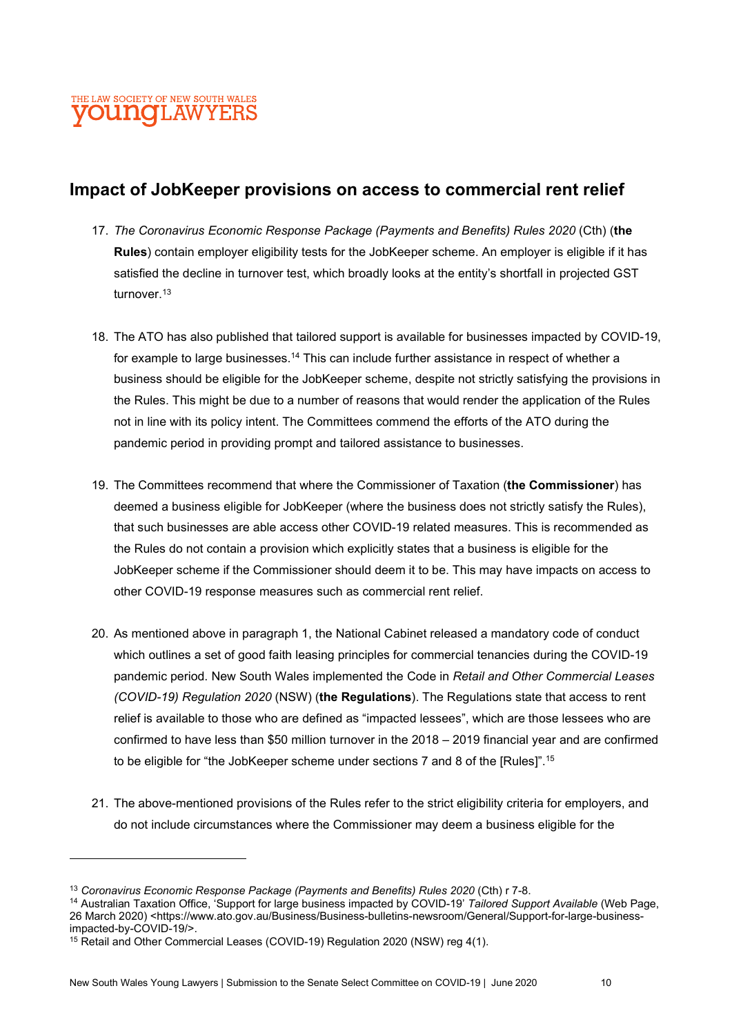## Impact of JobKeeper provisions on access to commercial rent relief

17. *The Coronavirus Economic Response Package (Payments and Benefits) Rules 2020* (Cth) (**the Rules**) contain employer eligibility tests for the JobKeeper scheme. An employer is eligible if it has satisfied the decline in turnover test, which broadly looks at the entity's shortfall in projected GST turnover.[13]

18. The ATO has also published that tailored support is available for businesses impacted by COVID-19, for example to large businesses.[14] This can include further assistance in respect of whether a business should be eligible for the JobKeeper scheme, despite not strictly satisfying the provisions in the Rules. This might be due to a number of reasons that would render the application of the Rules not in line with its policy intent. The Committees commend the efforts of the ATO during the pandemic period in providing prompt and tailored assistance to businesses.

19. The Committees recommend that where the Commissioner of Taxation (**the Commissioner**) has deemed a business eligible for JobKeeper (where the business does not strictly satisfy the Rules), that such businesses are able access other COVID-19 related measures. This is recommended as the Rules do not contain a provision which explicitly states that a business is eligible for the JobKeeper scheme if the Commissioner should deem it to be. This may have impacts on access to other COVID-19 response measures such as commercial rent relief.

20. As mentioned above in paragraph 1, the National Cabinet released a mandatory code of conduct which outlines a set of good faith leasing principles for commercial tenancies during the COVID-19 pandemic period. New South Wales implemented the Code in *Retail and Other Commercial Leases (COVID-19) Regulation 2020* (NSW) (**the Regulations**). The Regulations state that access to rent relief is available to those who are defined as "impacted lessees", which are those lessees who are confirmed to have less than $50 million turnover in the 2018 – 2019 financial year and are confirmed to be eligible for "the JobKeeper scheme under sections 7 and 8 of the [Rules]".[15]

21. The above-mentioned provisions of the Rules refer to the strict eligibility criteria for employers, and do not include circumstances where the Commissioner may deem a business eligible for the

---

[13] *Coronavirus Economic Response Package (Payments and Benefits) Rules 2020* (Cth) r 7-8.

[14] Australian Taxation Office, 'Support for large business impacted by COVID-19' *Tailored Support Available* (Web Page, 26 March 2020) <https://www.ato.gov.au/Business/Business-bulletins-newsroom/General/Support-for-large-business-impacted-by-COVID-19/>.

[15] Retail and Other Commercial Leases (COVID-19) Regulation 2020 (NSW) reg 4(1).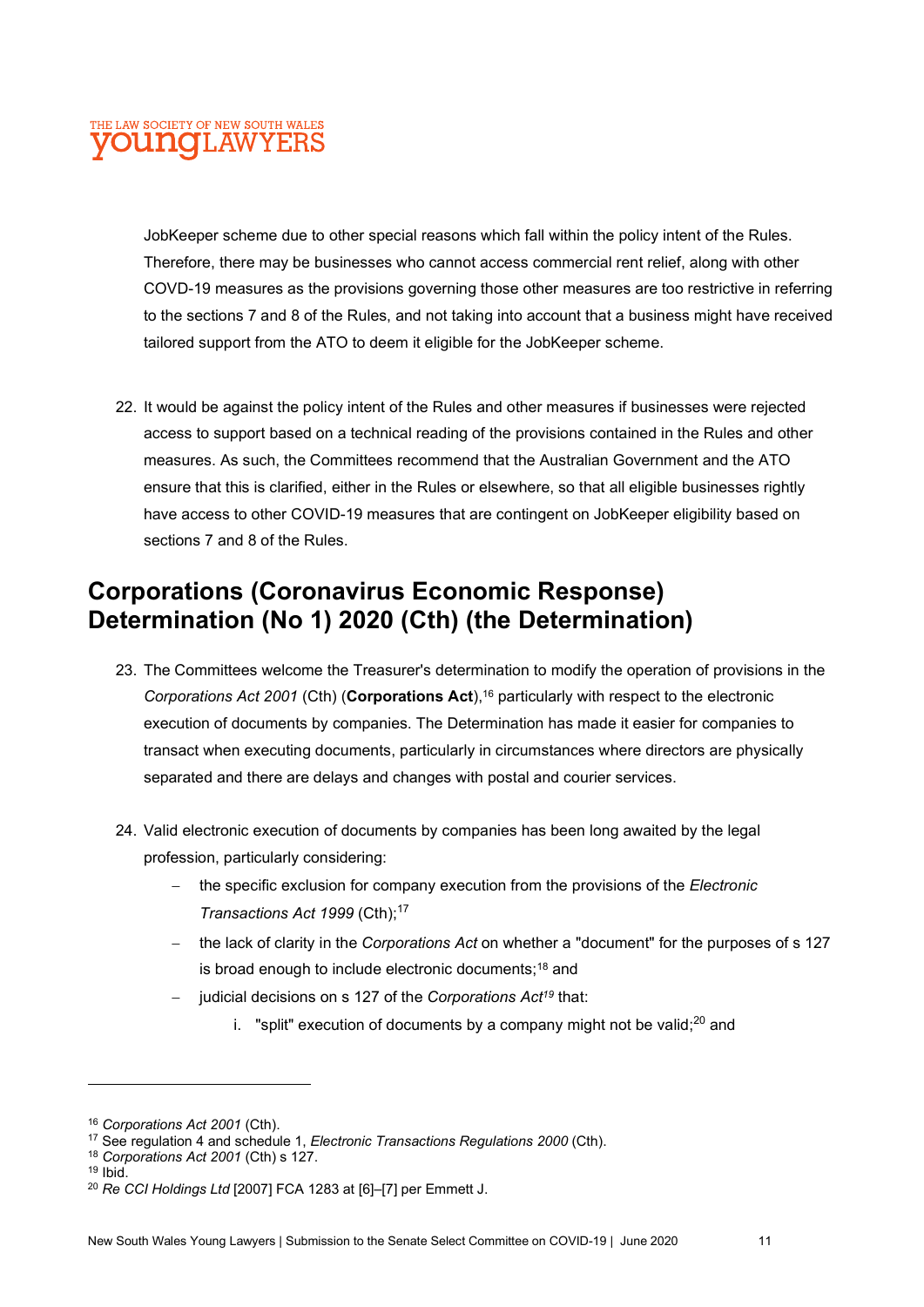JobKeeper scheme due to other special reasons which fall within the policy intent of the Rules. Therefore, there may be businesses who cannot access commercial rent relief, along with other COVID-19 measures as the provisions governing those other measures are too restrictive in referring to the sections 7 and 8 of the Rules, and not taking into account that a business might have received tailored support from the ATO to deem it eligible for the JobKeeper scheme.

22. It would be against the policy intent of the Rules and other measures if businesses were rejected access to support based on a technical reading of the provisions contained in the Rules and other measures. As such, the Committees recommend that the Australian Government and the ATO ensure that this is clarified, either in the Rules or elsewhere, so that all eligible businesses rightly have access to other COVID-19 measures that are contingent on JobKeeper eligibility based on sections 7 and 8 of the Rules.

## Corporations (Coronavirus Economic Response) Determination (No 1) 2020 (Cth) (the Determination)

23. The Committees welcome the Treasurer's determination to modify the operation of provisions in the *Corporations Act 2001* (Cth) (**Corporations Act**),[16] particularly with respect to the electronic execution of documents by companies. The Determination has made it easier for companies to transact when executing documents, particularly in circumstances where directors are physically separated and there are delays and changes with postal and courier services.

24. Valid electronic execution of documents by companies has been long awaited by the legal profession, particularly considering:
    - the specific exclusion for company execution from the provisions of the *Electronic Transactions Act 1999* (Cth);[17]
    - the lack of clarity in the *Corporations Act* on whether a "document" for the purposes of s 127 is broad enough to include electronic documents;[18] and
    - judicial decisions on s 127 of the *Corporations Act*[19] that:
        i. "split" execution of documents by a company might not be valid;[20] and

---

[16] *Corporations Act 2001* (Cth).
[17] See regulation 4 and schedule 1, *Electronic Transactions Regulations 2000* (Cth).
[18] *Corporations Act 2001* (Cth) s 127.
[19] Ibid.
[20] *Re CCI Holdings Ltd* [2007] FCA 1283 at [6]–[7] per Emmett J.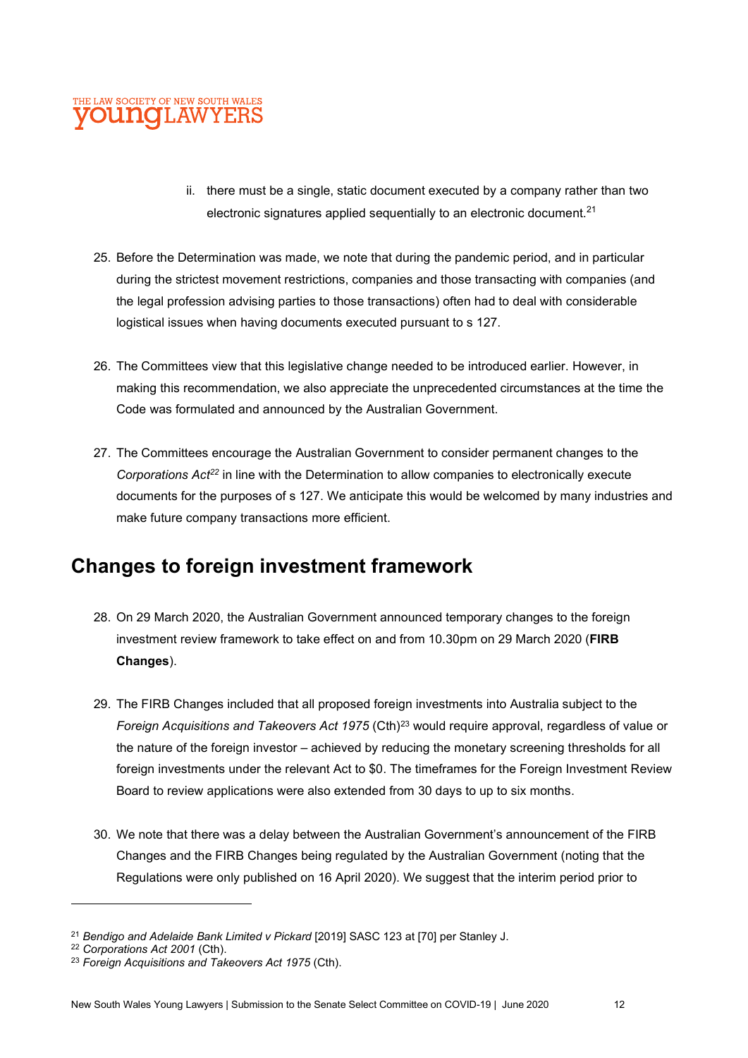ii. there must be a single, static document executed by a company rather than two electronic signatures applied sequentially to an electronic document.[21]

25. Before the Determination was made, we note that during the pandemic period, and in particular during the strictest movement restrictions, companies and those transacting with companies (and the legal profession advising parties to those transactions) often had to deal with considerable logistical issues when having documents executed pursuant to s 127.

26. The Committees view that this legislative change needed to be introduced earlier. However, in making this recommendation, we also appreciate the unprecedented circumstances at the time the Code was formulated and announced by the Australian Government.

27. The Committees encourage the Australian Government to consider permanent changes to the *Corporations Act*[22] in line with the Determination to allow companies to electronically execute documents for the purposes of s 127. We anticipate this would be welcomed by many industries and make future company transactions more efficient.

## Changes to foreign investment framework

28. On 29 March 2020, the Australian Government announced temporary changes to the foreign investment review framework to take effect on and from 10.30pm on 29 March 2020 (**FIRB Changes**).

29. The FIRB Changes included that all proposed foreign investments into Australia subject to the *Foreign Acquisitions and Takeovers Act 1975* (Cth)[23] would require approval, regardless of value or the nature of the foreign investor – achieved by reducing the monetary screening thresholds for all foreign investments under the relevant Act to $0. The timeframes for the Foreign Investment Review Board to review applications were also extended from 30 days to up to six months.

30. We note that there was a delay between the Australian Government's announcement of the FIRB Changes and the FIRB Changes being regulated by the Australian Government (noting that the Regulations were only published on 16 April 2020). We suggest that the interim period prior to

---

[21] *Bendigo and Adelaide Bank Limited v Pickard* [2019] SASC 123 at [70] per Stanley J.

[22] *Corporations Act 2001* (Cth).

[23] *Foreign Acquisitions and Takeovers Act 1975* (Cth).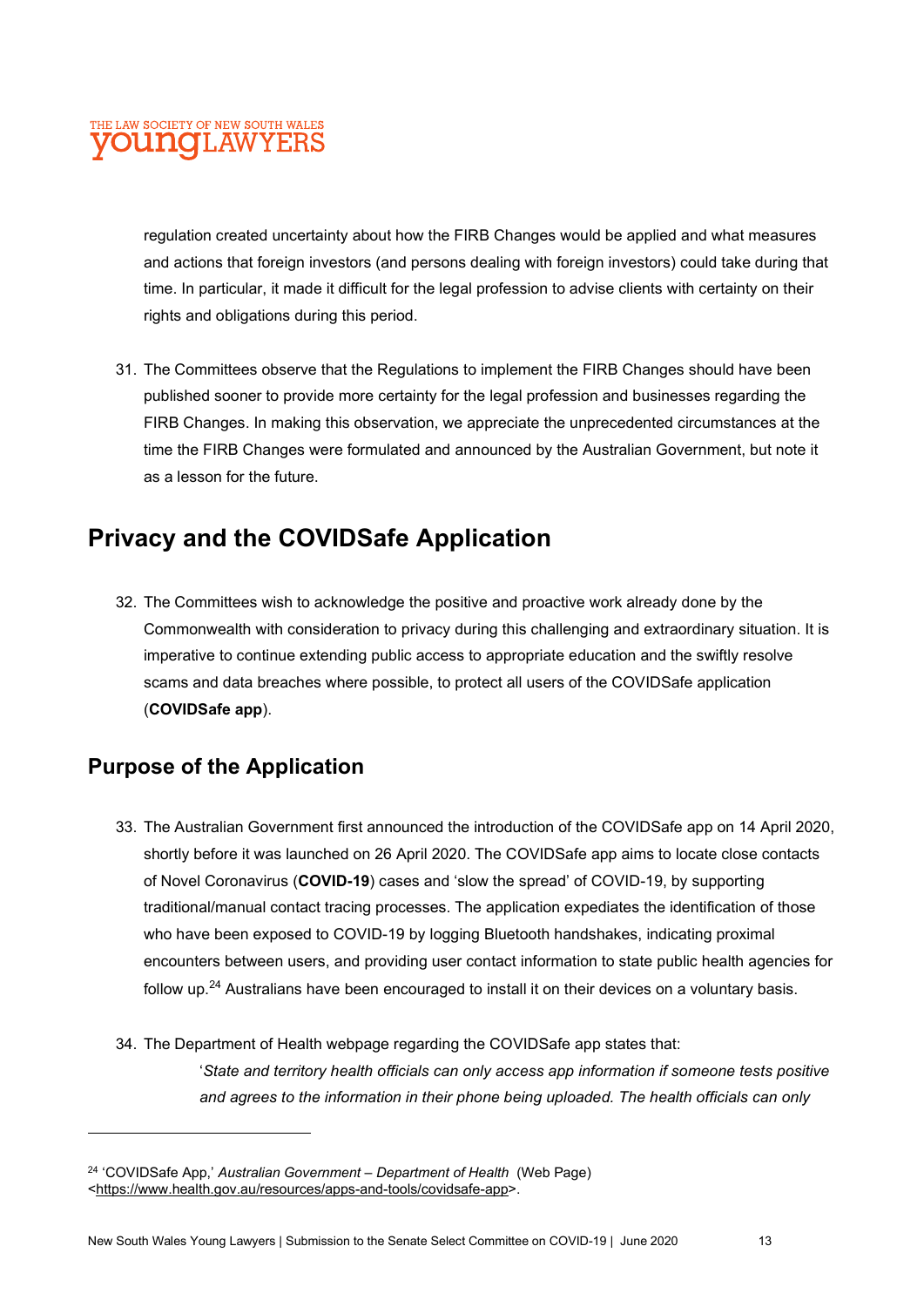regulation created uncertainty about how the FIRB Changes would be applied and what measures and actions that foreign investors (and persons dealing with foreign investors) could take during that time. In particular, it made it difficult for the legal profession to advise clients with certainty on their rights and obligations during this period.

31. The Committees observe that the Regulations to implement the FIRB Changes should have been published sooner to provide more certainty for the legal profession and businesses regarding the FIRB Changes. In making this observation, we appreciate the unprecedented circumstances at the time the FIRB Changes were formulated and announced by the Australian Government, but note it as a lesson for the future.

## Privacy and the COVIDSafe Application

32. The Committees wish to acknowledge the positive and proactive work already done by the Commonwealth with consideration to privacy during this challenging and extraordinary situation. It is imperative to continue extending public access to appropriate education and the swiftly resolve scams and data breaches where possible, to protect all users of the COVIDSafe application (**COVIDSafe app**).

### Purpose of the Application

33. The Australian Government first announced the introduction of the COVIDSafe app on 14 April 2020, shortly before it was launched on 26 April 2020. The COVIDSafe app aims to locate close contacts of Novel Coronavirus (**COVID-19**) cases and 'slow the spread' of COVID-19, by supporting traditional/manual contact tracing processes. The application expediates the identification of those who have been exposed to COVID-19 by logging Bluetooth handshakes, indicating proximal encounters between users, and providing user contact information to state public health agencies for follow up.[24] Australians have been encouraged to install it on their devices on a voluntary basis.

34. The Department of Health webpage regarding the COVIDSafe app states that:

> '*State and territory health officials can only access app information if someone tests positive and agrees to the information in their phone being uploaded. The health officials can only*

---

[24] 'COVIDSafe App,' *Australian Government – Department of Health* (Web Page) <https://www.health.gov.au/resources/apps-and-tools/covidsafe-app>.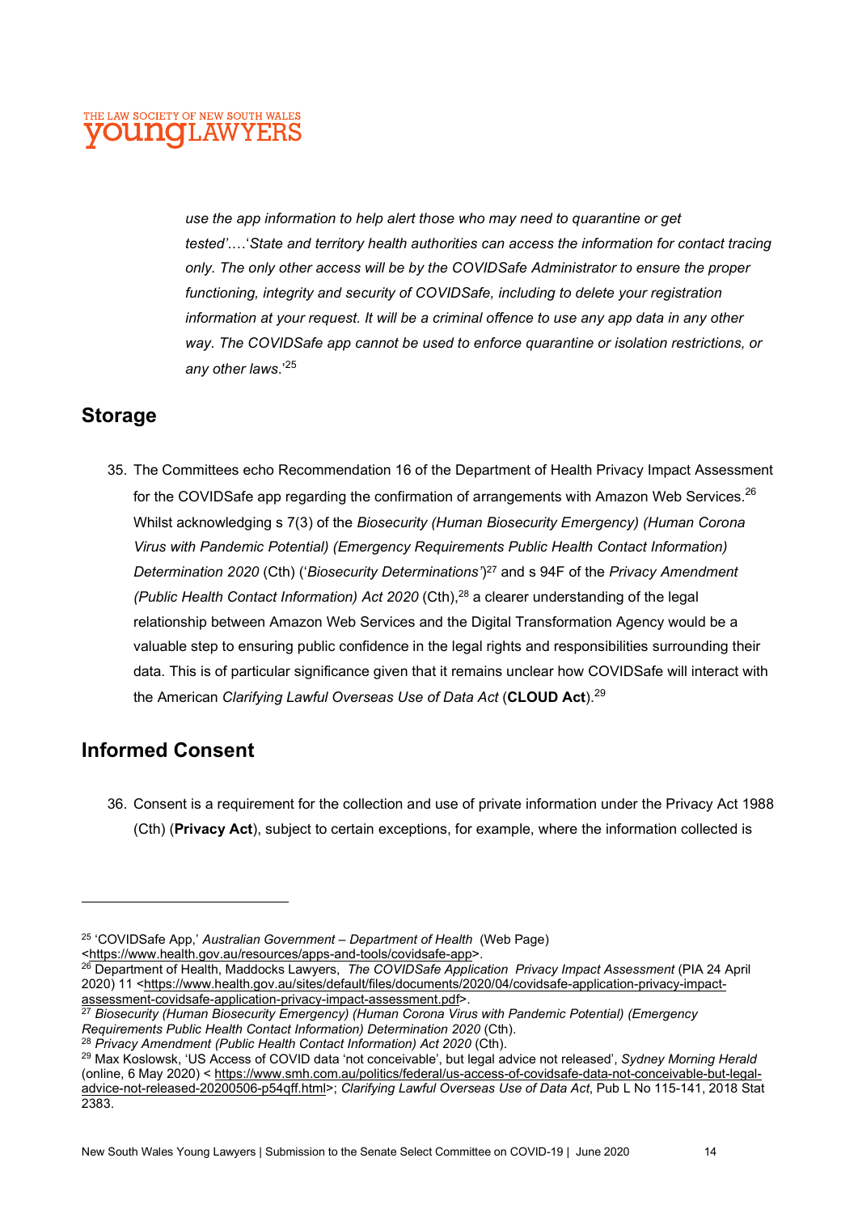*use the app information to help alert those who may need to quarantine or get tested'….'State and territory health authorities can access the information for contact tracing only. The only other access will be by the COVIDSafe Administrator to ensure the proper functioning, integrity and security of COVIDSafe, including to delete your registration information at your request. It will be a criminal offence to use any app data in any other way. The COVIDSafe app cannot be used to enforce quarantine or isolation restrictions, or any other laws*.'[25]

## Storage

35. The Committees echo Recommendation 16 of the Department of Health Privacy Impact Assessment for the COVIDSafe app regarding the confirmation of arrangements with Amazon Web Services.[26] Whilst acknowledging s 7(3) of the *Biosecurity (Human Biosecurity Emergency) (Human Corona Virus with Pandemic Potential) (Emergency Requirements Public Health Contact Information) Determination 2020* (Cth) ('*Biosecurity Determinations'*)[27] and s 94F of the *Privacy Amendment (Public Health Contact Information) Act 2020* (Cth),[28] a clearer understanding of the legal relationship between Amazon Web Services and the Digital Transformation Agency would be a valuable step to ensuring public confidence in the legal rights and responsibilities surrounding their data. This is of particular significance given that it remains unclear how COVIDSafe will interact with the American *Clarifying Lawful Overseas Use of Data Act* (**CLOUD Act**).[29]

## Informed Consent

36. Consent is a requirement for the collection and use of private information under the Privacy Act 1988 (Cth) (**Privacy Act**), subject to certain exceptions, for example, where the information collected is

---

[25] 'COVIDSafe App,' *Australian Government – Department of Health* (Web Page) <https://www.health.gov.au/resources/apps-and-tools/covidsafe-app>.

[26] Department of Health, Maddocks Lawyers, *The COVIDSafe Application Privacy Impact Assessment* (PIA 24 April 2020) 11 <https://www.health.gov.au/sites/default/files/documents/2020/04/covidsafe-application-privacy-impact-assessment-covidsafe-application-privacy-impact-assessment.pdf>.

[27] *Biosecurity (Human Biosecurity Emergency) (Human Corona Virus with Pandemic Potential) (Emergency Requirements Public Health Contact Information) Determination 2020* (Cth).

[28] *Privacy Amendment (Public Health Contact Information) Act 2020* (Cth).

[29] Max Koslowsk, 'US Access of COVID data 'not conceivable', but legal advice not released', *Sydney Morning Herald* (online, 6 May 2020) < https://www.smh.com.au/politics/federal/us-access-of-covidsafe-data-not-conceivable-but-legal-advice-not-released-20200506-p54qff.html>; *Clarifying Lawful Overseas Use of Data Act*, Pub L No 115-141, 2018 Stat 2383.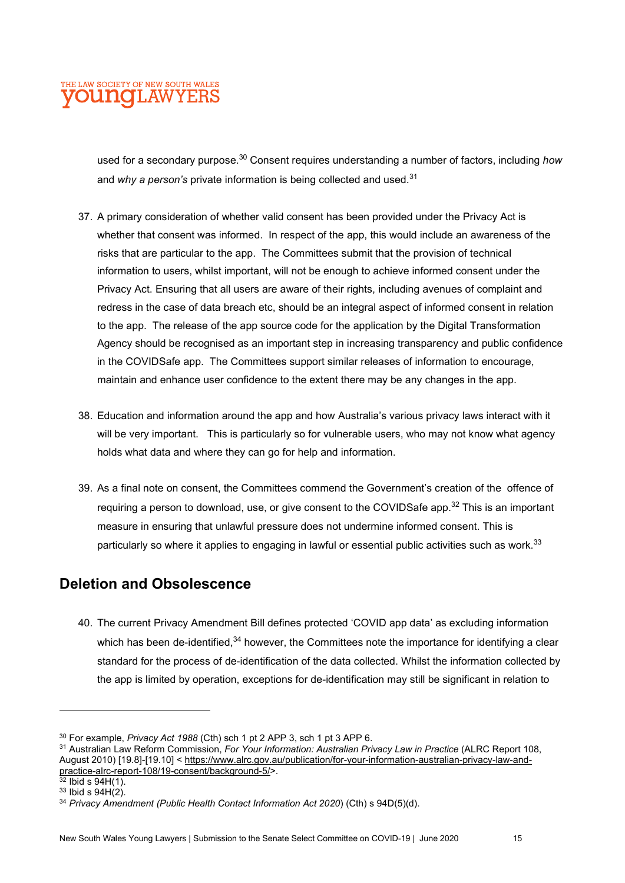used for a secondary purpose.[30] Consent requires understanding a number of factors, including *how* and *why a person's* private information is being collected and used.[31]

37. A primary consideration of whether valid consent has been provided under the Privacy Act is whether that consent was informed. In respect of the app, this would include an awareness of the risks that are particular to the app. The Committees submit that the provision of technical information to users, whilst important, will not be enough to achieve informed consent under the Privacy Act. Ensuring that all users are aware of their rights, including avenues of complaint and redress in the case of data breach etc, should be an integral aspect of informed consent in relation to the app. The release of the app source code for the application by the Digital Transformation Agency should be recognised as an important step in increasing transparency and public confidence in the COVIDSafe app. The Committees support similar releases of information to encourage, maintain and enhance user confidence to the extent there may be any changes in the app.

38. Education and information around the app and how Australia's various privacy laws interact with it will be very important. This is particularly so for vulnerable users, who may not know what agency holds what data and where they can go for help and information.

39. As a final note on consent, the Committees commend the Government's creation of the offence of requiring a person to download, use, or give consent to the COVIDSafe app.[32] This is an important measure in ensuring that unlawful pressure does not undermine informed consent. This is particularly so where it applies to engaging in lawful or essential public activities such as work.[33]

## Deletion and Obsolescence

40. The current Privacy Amendment Bill defines protected 'COVID app data' as excluding information which has been de-identified,[34] however, the Committees note the importance for identifying a clear standard for the process of de-identification of the data collected. Whilst the information collected by the app is limited by operation, exceptions for de-identification may still be significant in relation to

---

[30] For example, *Privacy Act 1988* (Cth) sch 1 pt 2 APP 3, sch 1 pt 3 APP 6.

[31] Australian Law Reform Commission, *For Your Information: Australian Privacy Law in Practice* (ALRC Report 108, August 2010) [19.8]-[19.10] < https://www.alrc.gov.au/publication/for-your-information-australian-privacy-law-and-practice-alrc-report-108/19-consent/background-5/>.

[32] Ibid s 94H(1).

[33] Ibid s 94H(2).

[34] *Privacy Amendment (Public Health Contact Information Act 2020*) (Cth) s 94D(5)(d).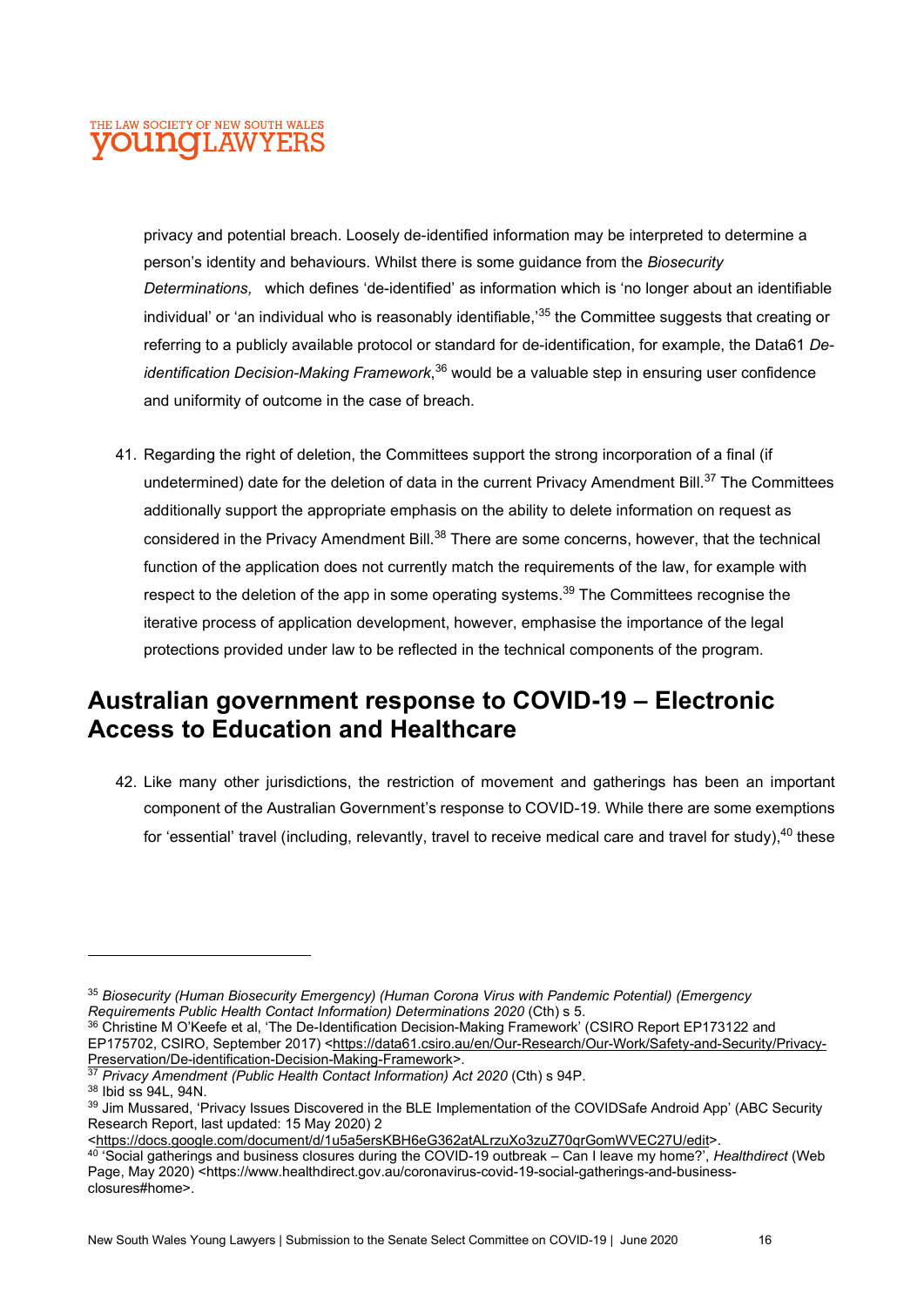privacy and potential breach. Loosely de-identified information may be interpreted to determine a person's identity and behaviours. Whilst there is some guidance from the *Biosecurity Determinations,* which defines 'de-identified' as information which is 'no longer about an identifiable individual' or 'an individual who is reasonably identifiable,'[35] the Committee suggests that creating or referring to a publicly available protocol or standard for de-identification, for example, the Data61 *De-identification Decision-Making Framework*,[36] would be a valuable step in ensuring user confidence and uniformity of outcome in the case of breach.

41. Regarding the right of deletion, the Committees support the strong incorporation of a final (if undetermined) date for the deletion of data in the current Privacy Amendment Bill.[37] The Committees additionally support the appropriate emphasis on the ability to delete information on request as considered in the Privacy Amendment Bill.[38] There are some concerns, however, that the technical function of the application does not currently match the requirements of the law, for example with respect to the deletion of the app in some operating systems.[39] The Committees recognise the iterative process of application development, however, emphasise the importance of the legal protections provided under law to be reflected in the technical components of the program.

## Australian government response to COVID-19 – Electronic Access to Education and Healthcare

42. Like many other jurisdictions, the restriction of movement and gatherings has been an important component of the Australian Government's response to COVID-19. While there are some exemptions for 'essential' travel (including, relevantly, travel to receive medical care and travel for study),[40] these

---

[35] *Biosecurity (Human Biosecurity Emergency) (Human Corona Virus with Pandemic Potential) (Emergency Requirements Public Health Contact Information) Determinations 2020* (Cth) s 5.

[36] Christine M O'Keefe et al, 'The De-Identification Decision-Making Framework' (CSIRO Report EP173122 and EP175702, CSIRO, September 2017) <https://data61.csiro.au/en/Our-Research/Our-Work/Safety-and-Security/Privacy-Preservation/De-identification-Decision-Making-Framework>.

[37] *Privacy Amendment (Public Health Contact Information) Act 2020* (Cth) s 94P.

[38] Ibid ss 94L, 94N.

[39] Jim Mussared, 'Privacy Issues Discovered in the BLE Implementation of the COVIDSafe Android App' (ABC Security Research Report, last updated: 15 May 2020) 2 <https://docs.google.com/document/d/1u5a5ersKBH6eG362atALrzuXo3zuZ70qrGomWVEC27U/edit>.

[40] 'Social gatherings and business closures during the COVID-19 outbreak – Can I leave my home?', *Healthdirect* (Web Page, May 2020) <https://www.healthdirect.gov.au/coronavirus-covid-19-social-gatherings-and-business-closures#home>.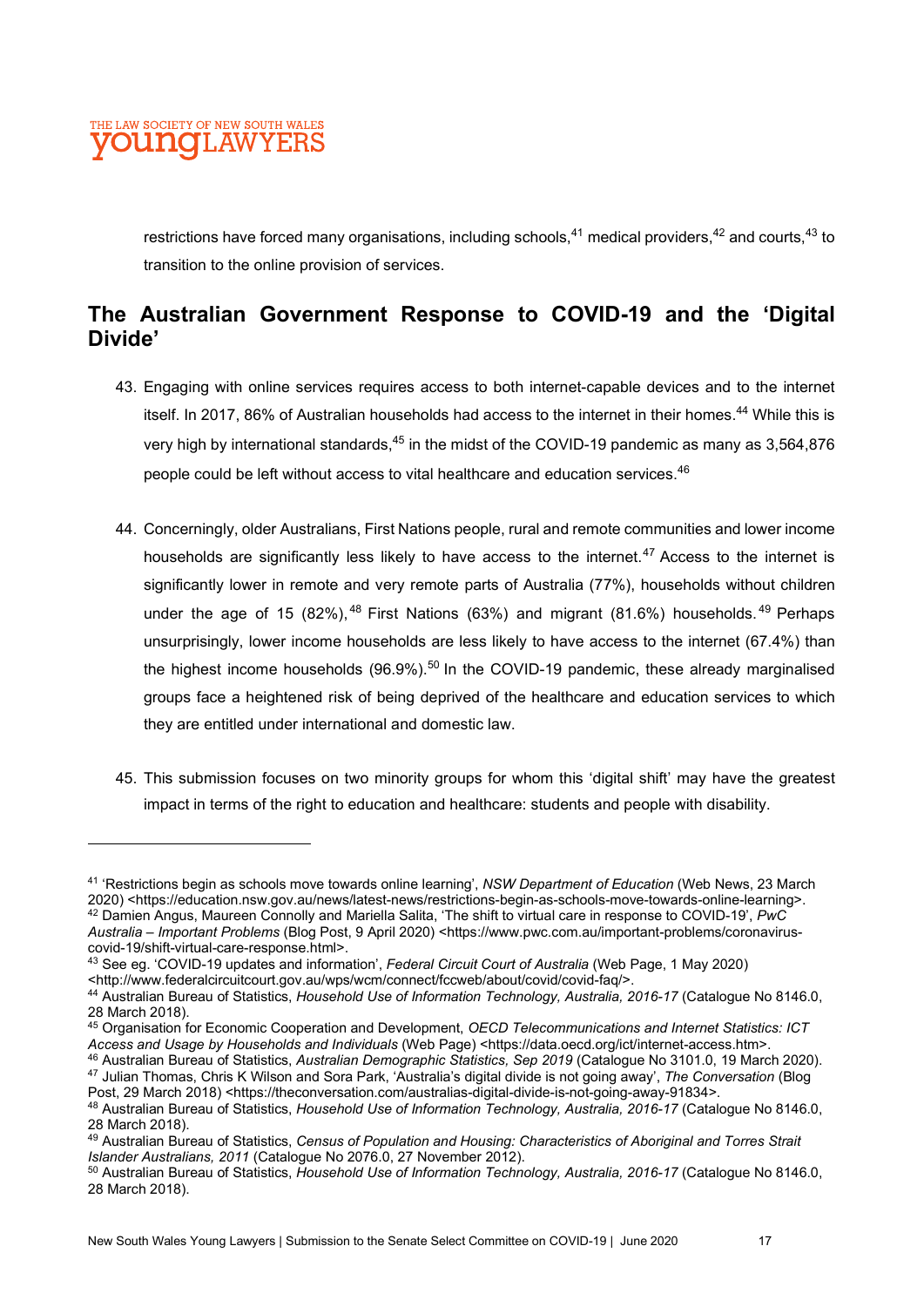restrictions have forced many organisations, including schools,[41] medical providers,[42] and courts,[43] to transition to the online provision of services.

## The Australian Government Response to COVID-19 and the 'Digital Divide'

43. Engaging with online services requires access to both internet-capable devices and to the internet itself. In 2017, 86% of Australian households had access to the internet in their homes.[44] While this is very high by international standards,[45] in the midst of the COVID-19 pandemic as many as 3,564,876 people could be left without access to vital healthcare and education services.[46]

44. Concerningly, older Australians, First Nations people, rural and remote communities and lower income households are significantly less likely to have access to the internet.[47] Access to the internet is significantly lower in remote and very remote parts of Australia (77%), households without children under the age of 15 (82%),[48] First Nations (63%) and migrant (81.6%) households.[49] Perhaps unsurprisingly, lower income households are less likely to have access to the internet (67.4%) than the highest income households (96.9%).[50] In the COVID-19 pandemic, these already marginalised groups face a heightened risk of being deprived of the healthcare and education services to which they are entitled under international and domestic law.

45. This submission focuses on two minority groups for whom this 'digital shift' may have the greatest impact in terms of the right to education and healthcare: students and people with disability.

---

[41] 'Restrictions begin as schools move towards online learning', *NSW Department of Education* (Web News, 23 March 2020) <https://education.nsw.gov.au/news/latest-news/restrictions-begin-as-schools-move-towards-online-learning>.

[42] Damien Angus, Maureen Connolly and Mariella Salita, 'The shift to virtual care in response to COVID-19', *PwC Australia – Important Problems* (Blog Post, 9 April 2020) <https://www.pwc.com.au/important-problems/coronavirus-covid-19/shift-virtual-care-response.html>.

[43] See eg. 'COVID-19 updates and information', *Federal Circuit Court of Australia* (Web Page, 1 May 2020) <http://www.federalcircuitcourt.gov.au/wps/wcm/connect/fccweb/about/covid/covid-faq/>.

[44] Australian Bureau of Statistics, *Household Use of Information Technology, Australia, 2016-17* (Catalogue No 8146.0, 28 March 2018).

[45] Organisation for Economic Cooperation and Development, *OECD Telecommunications and Internet Statistics: ICT Access and Usage by Households and Individuals* (Web Page) <https://data.oecd.org/ict/internet-access.htm>.

[46] Australian Bureau of Statistics, *Australian Demographic Statistics, Sep 2019* (Catalogue No 3101.0, 19 March 2020).

[47] Julian Thomas, Chris K Wilson and Sora Park, 'Australia's digital divide is not going away', *The Conversation* (Blog Post, 29 March 2018) <https://theconversation.com/australias-digital-divide-is-not-going-away-91834>.

[48] Australian Bureau of Statistics, *Household Use of Information Technology, Australia, 2016-17* (Catalogue No 8146.0, 28 March 2018).

[49] Australian Bureau of Statistics, *Census of Population and Housing: Characteristics of Aboriginal and Torres Strait Islander Australians, 2011* (Catalogue No 2076.0, 27 November 2012).

[50] Australian Bureau of Statistics, *Household Use of Information Technology, Australia, 2016-17* (Catalogue No 8146.0, 28 March 2018).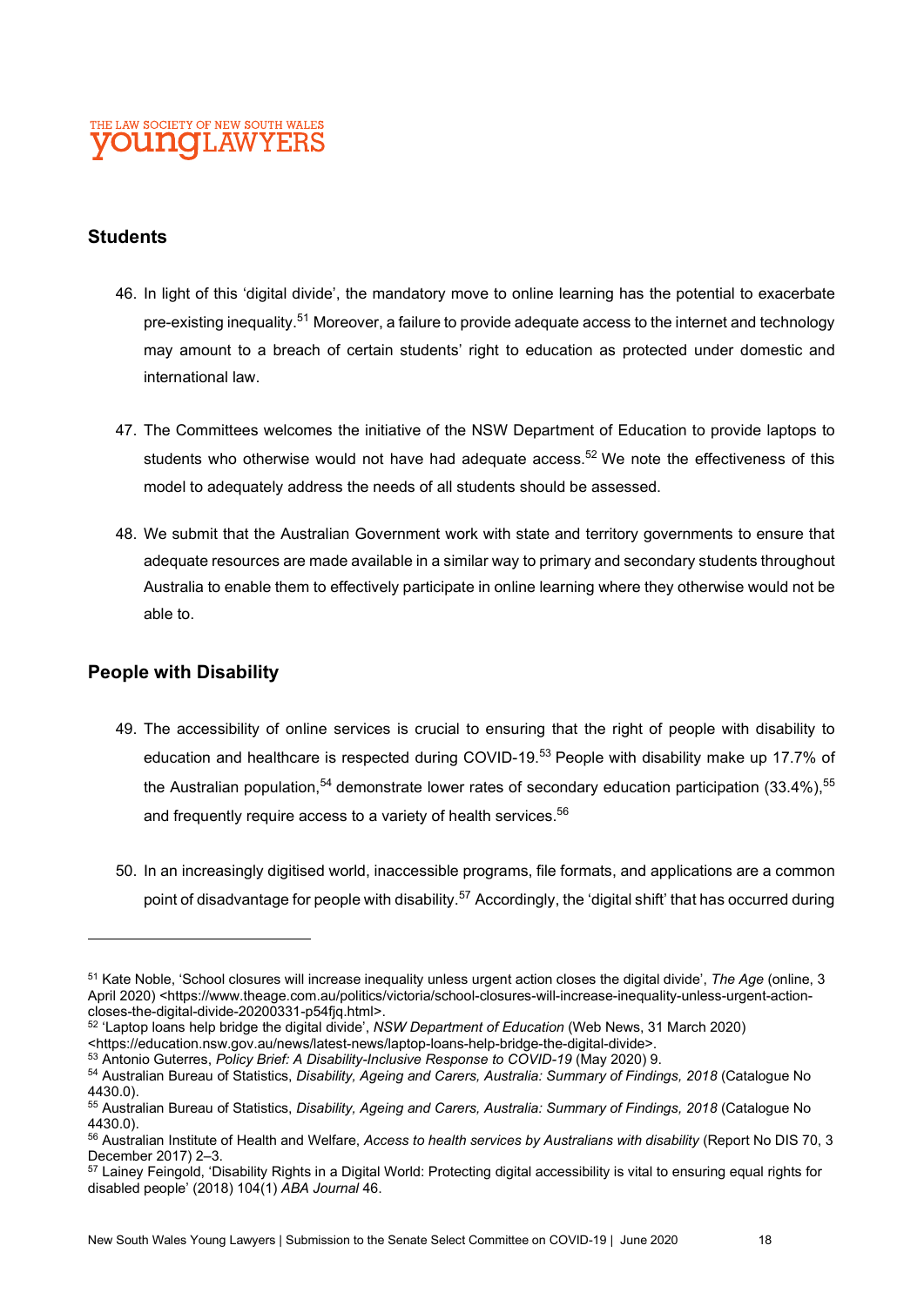## Students

46. In light of this 'digital divide', the mandatory move to online learning has the potential to exacerbate pre-existing inequality.[51] Moreover, a failure to provide adequate access to the internet and technology may amount to a breach of certain students' right to education as protected under domestic and international law.

47. The Committees welcomes the initiative of the NSW Department of Education to provide laptops to students who otherwise would not have had adequate access.[52] We note the effectiveness of this model to adequately address the needs of all students should be assessed.

48. We submit that the Australian Government work with state and territory governments to ensure that adequate resources are made available in a similar way to primary and secondary students throughout Australia to enable them to effectively participate in online learning where they otherwise would not be able to.

## People with Disability

49. The accessibility of online services is crucial to ensuring that the right of people with disability to education and healthcare is respected during COVID-19.[53] People with disability make up 17.7% of the Australian population,[54] demonstrate lower rates of secondary education participation (33.4%),[55] and frequently require access to a variety of health services.[56]

50. In an increasingly digitised world, inaccessible programs, file formats, and applications are a common point of disadvantage for people with disability.[57] Accordingly, the 'digital shift' that has occurred during

---

[51] Kate Noble, 'School closures will increase inequality unless urgent action closes the digital divide', *The Age* (online, 3 April 2020) <https://www.theage.com.au/politics/victoria/school-closures-will-increase-inequality-unless-urgent-action-closes-the-digital-divide-20200331-p54fjq.html>.

[52] 'Laptop loans help bridge the digital divide', *NSW Department of Education* (Web News, 31 March 2020) <https://education.nsw.gov.au/news/latest-news/laptop-loans-help-bridge-the-digital-divide>.

[53] Antonio Guterres, *Policy Brief: A Disability-Inclusive Response to COVID-19* (May 2020) 9.

[54] Australian Bureau of Statistics, *Disability, Ageing and Carers, Australia: Summary of Findings, 2018* (Catalogue No 4430.0).

[55] Australian Bureau of Statistics, *Disability, Ageing and Carers, Australia: Summary of Findings, 2018* (Catalogue No 4430.0).

[56] Australian Institute of Health and Welfare, *Access to health services by Australians with disability* (Report No DIS 70, 3 December 2017) 2–3.

[57] Lainey Feingold, 'Disability Rights in a Digital World: Protecting digital accessibility is vital to ensuring equal rights for disabled people' (2018) 104(1) *ABA Journal* 46.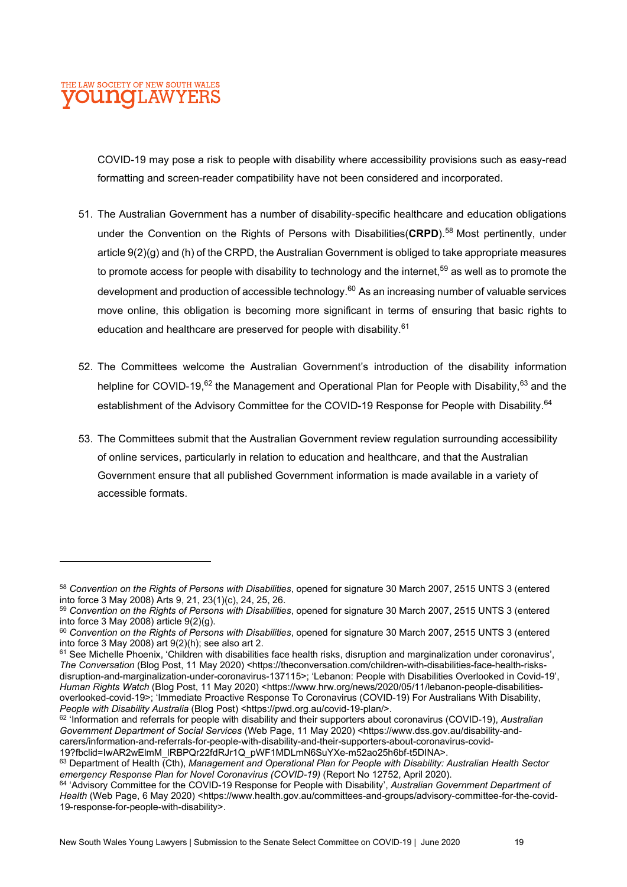COVID-19 may pose a risk to people with disability where accessibility provisions such as easy-read formatting and screen-reader compatibility have not been considered and incorporated.

51. The Australian Government has a number of disability-specific healthcare and education obligations under the Convention on the Rights of Persons with Disabilities(**CRPD**).[58] Most pertinently, under article 9(2)(g) and (h) of the CRPD, the Australian Government is obliged to take appropriate measures to promote access for people with disability to technology and the internet,[59] as well as to promote the development and production of accessible technology.[60] As an increasing number of valuable services move online, this obligation is becoming more significant in terms of ensuring that basic rights to education and healthcare are preserved for people with disability.[61]

52. The Committees welcome the Australian Government's introduction of the disability information helpline for COVID-19,[62] the Management and Operational Plan for People with Disability,[63] and the establishment of the Advisory Committee for the COVID-19 Response for People with Disability.[64]

53. The Committees submit that the Australian Government review regulation surrounding accessibility of online services, particularly in relation to education and healthcare, and that the Australian Government ensure that all published Government information is made available in a variety of accessible formats.

---

[58] *Convention on the Rights of Persons with Disabilities*, opened for signature 30 March 2007, 2515 UNTS 3 (entered into force 3 May 2008) Arts 9, 21, 23(1)(c), 24, 25, 26.

[59] *Convention on the Rights of Persons with Disabilities*, opened for signature 30 March 2007, 2515 UNTS 3 (entered into force 3 May 2008) article 9(2)(g).

[60] *Convention on the Rights of Persons with Disabilities*, opened for signature 30 March 2007, 2515 UNTS 3 (entered into force 3 May 2008) art 9(2)(h); see also art 2.

[61] See Michelle Phoenix, 'Children with disabilities face health risks, disruption and marginalization under coronavirus', *The Conversation* (Blog Post, 11 May 2020) <https://theconversation.com/children-with-disabilities-face-health-risks-disruption-and-marginalization-under-coronavirus-137115>; 'Lebanon: People with Disabilities Overlooked in Covid-19', *Human Rights Watch* (Blog Post, 11 May 2020) <https://www.hrw.org/news/2020/05/11/lebanon-people-disabilities-overlooked-covid-19>; 'Immediate Proactive Response To Coronavirus (COVID-19) For Australians With Disability, *People with Disability Australia* (Blog Post) <https://pwd.org.au/covid-19-plan/>.

[62] 'Information and referrals for people with disability and their supporters about coronavirus (COVID-19), *Australian Government Department of Social Services* (Web Page, 11 May 2020) <https://www.dss.gov.au/disability-and-carers/information-and-referrals-for-people-with-disability-and-their-supporters-about-coronavirus-covid-19?fbclid=IwAR2wElmM_lRBPQr22fdRJr1Q_pWF1MDLmN6SuYXe-m52ao25h6bf-t5DINA>.

[63] Department of Health (Cth), *Management and Operational Plan for People with Disability: Australian Health Sector emergency Response Plan for Novel Coronavirus (COVID-19)* (Report No 12752, April 2020).

[64] 'Advisory Committee for the COVID-19 Response for People with Disability', *Australian Government Department of Health* (Web Page, 6 May 2020) <https://www.health.gov.au/committees-and-groups/advisory-committee-for-the-covid-19-response-for-people-with-disability>.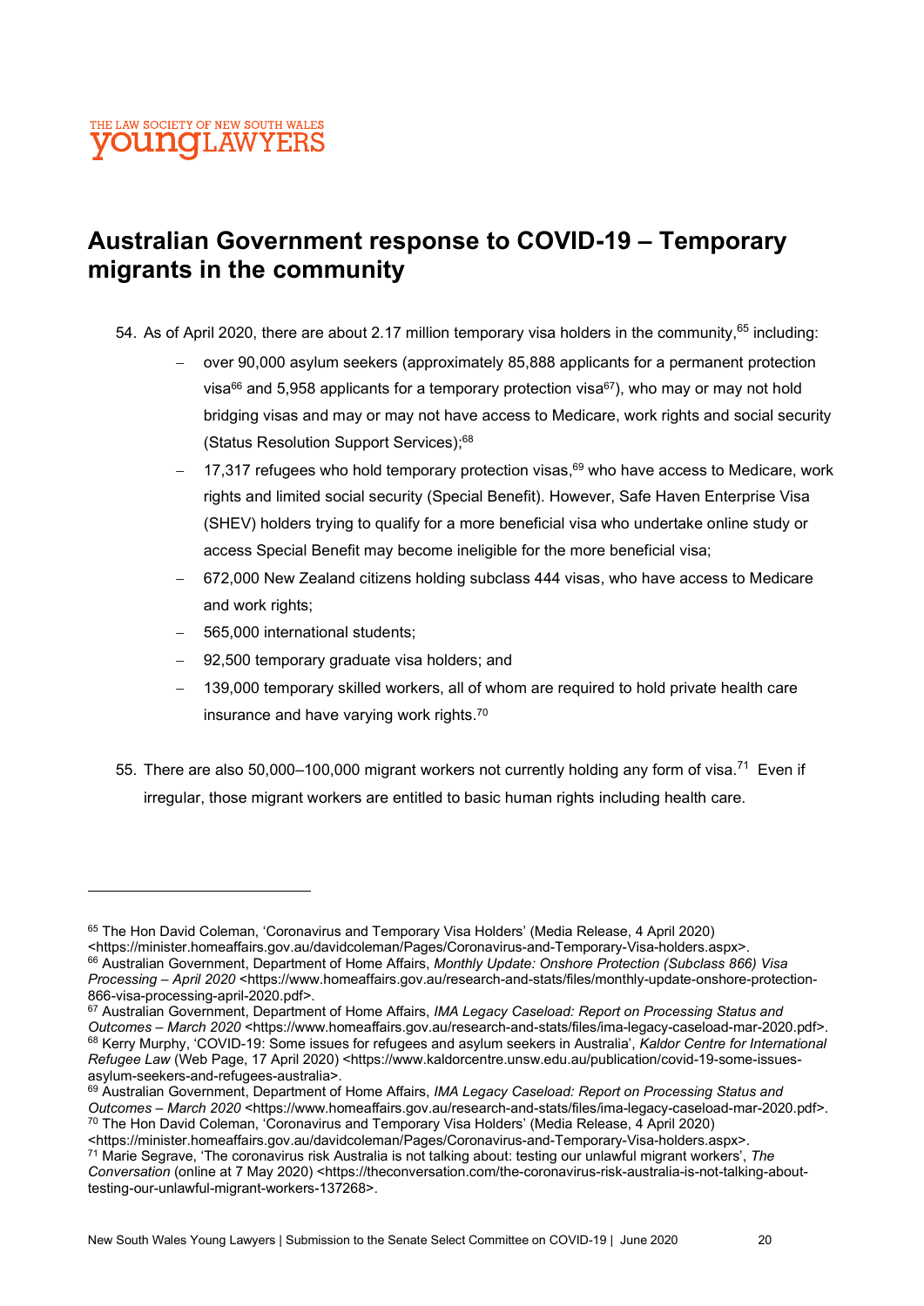## Australian Government response to COVID-19 – Temporary migrants in the community

54. As of April 2020, there are about 2.17 million temporary visa holders in the community,[65] including:
    - over 90,000 asylum seekers (approximately 85,888 applicants for a permanent protection visa[66] and 5,958 applicants for a temporary protection visa[67]), who may or may not hold bridging visas and may or may not have access to Medicare, work rights and social security (Status Resolution Support Services);[68]
    - 17,317 refugees who hold temporary protection visas,[69] who have access to Medicare, work rights and limited social security (Special Benefit). However, Safe Haven Enterprise Visa (SHEV) holders trying to qualify for a more beneficial visa who undertake online study or access Special Benefit may become ineligible for the more beneficial visa;
    - 672,000 New Zealand citizens holding subclass 444 visas, who have access to Medicare and work rights;
    - 565,000 international students;
    - 92,500 temporary graduate visa holders; and
    - 139,000 temporary skilled workers, all of whom are required to hold private health care insurance and have varying work rights.[70]

55. There are also 50,000–100,000 migrant workers not currently holding any form of visa.[71] Even if irregular, those migrant workers are entitled to basic human rights including health care.

---

[65] The Hon David Coleman, 'Coronavirus and Temporary Visa Holders' (Media Release, 4 April 2020) <https://minister.homeaffairs.gov.au/davidcoleman/Pages/Coronavirus-and-Temporary-Visa-holders.aspx>.

[66] Australian Government, Department of Home Affairs, *Monthly Update: Onshore Protection (Subclass 866) Visa Processing – April 2020* <https://www.homeaffairs.gov.au/research-and-stats/files/monthly-update-onshore-protection-866-visa-processing-april-2020.pdf>.

[67] Australian Government, Department of Home Affairs, *IMA Legacy Caseload: Report on Processing Status and Outcomes – March 2020* <https://www.homeaffairs.gov.au/research-and-stats/files/ima-legacy-caseload-mar-2020.pdf>.

[68] Kerry Murphy, 'COVID-19: Some issues for refugees and asylum seekers in Australia', *Kaldor Centre for International Refugee Law* (Web Page, 17 April 2020) <https://www.kaldorcentre.unsw.edu.au/publication/covid-19-some-issues-asylum-seekers-and-refugees-australia>.

[69] Australian Government, Department of Home Affairs, *IMA Legacy Caseload: Report on Processing Status and Outcomes – March 2020* <https://www.homeaffairs.gov.au/research-and-stats/files/ima-legacy-caseload-mar-2020.pdf>.

[70] The Hon David Coleman, 'Coronavirus and Temporary Visa Holders' (Media Release, 4 April 2020) <https://minister.homeaffairs.gov.au/davidcoleman/Pages/Coronavirus-and-Temporary-Visa-holders.aspx>.

[71] Marie Segrave, 'The coronavirus risk Australia is not talking about: testing our unlawful migrant workers', *The Conversation* (online at 7 May 2020) <https://theconversation.com/the-coronavirus-risk-australia-is-not-talking-about-testing-our-unlawful-migrant-workers-137268>.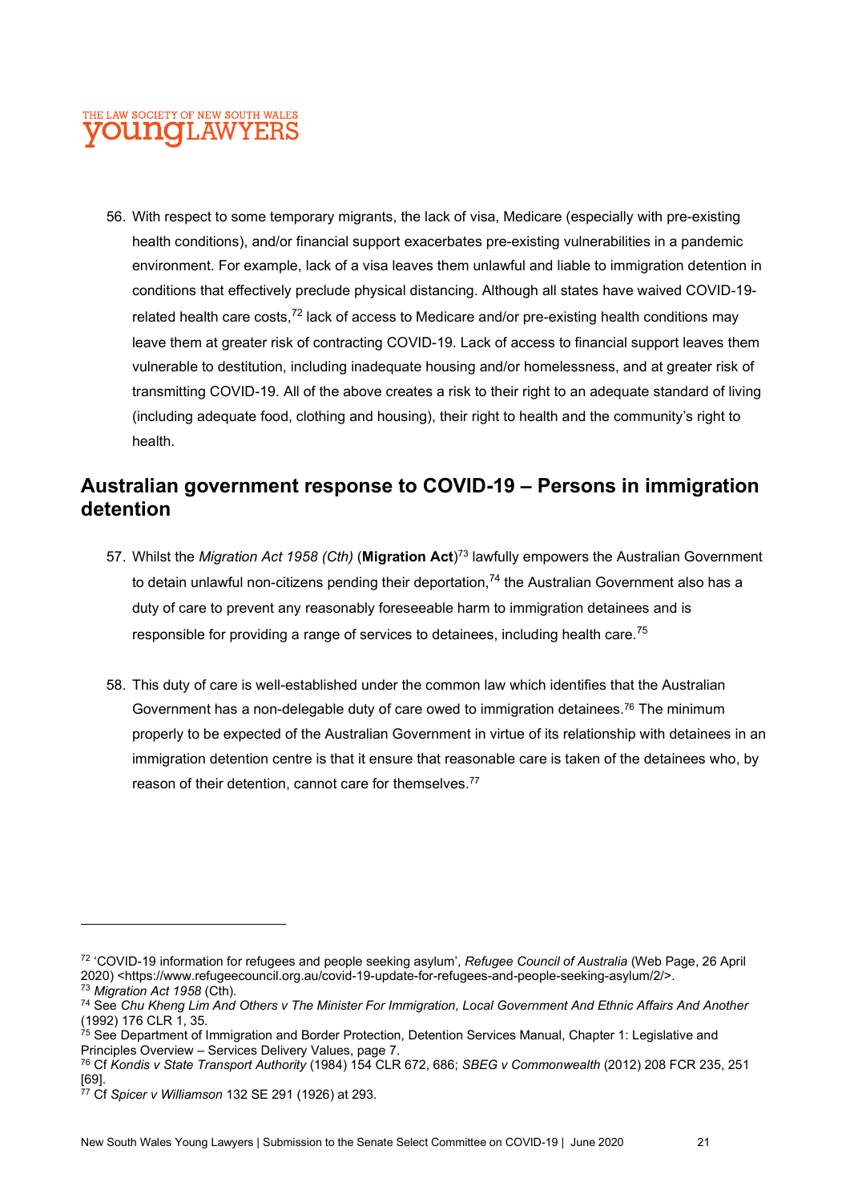56. With respect to some temporary migrants, the lack of visa, Medicare (especially with pre-existing health conditions), and/or financial support exacerbates pre-existing vulnerabilities in a pandemic environment. For example, lack of a visa leaves them unlawful and liable to immigration detention in conditions that effectively preclude physical distancing. Although all states have waived COVID-19-related health care costs,[72] lack of access to Medicare and/or pre-existing health conditions may leave them at greater risk of contracting COVID-19. Lack of access to financial support leaves them vulnerable to destitution, including inadequate housing and/or homelessness, and at greater risk of transmitting COVID-19. All of the above creates a risk to their right to an adequate standard of living (including adequate food, clothing and housing), their right to health and the community's right to health.

## Australian government response to COVID-19 – Persons in immigration detention

57. Whilst the *Migration Act 1958 (Cth)* (**Migration Act**)[73] lawfully empowers the Australian Government to detain unlawful non-citizens pending their deportation,[74] the Australian Government also has a duty of care to prevent any reasonably foreseeable harm to immigration detainees and is responsible for providing a range of services to detainees, including health care.[75]

58. This duty of care is well-established under the common law which identifies that the Australian Government has a non-delegable duty of care owed to immigration detainees.[76] The minimum properly to be expected of the Australian Government in virtue of its relationship with detainees in an immigration detention centre is that it ensure that reasonable care is taken of the detainees who, by reason of their detention, cannot care for themselves.[77]

---

[72] 'COVID-19 information for refugees and people seeking asylum', *Refugee Council of Australia* (Web Page, 26 April 2020) <https://www.refugeecouncil.org.au/covid-19-update-for-refugees-and-people-seeking-asylum/2/>.

[73] *Migration Act 1958* (Cth).

[74] See *Chu Kheng Lim And Others v The Minister For Immigration, Local Government And Ethnic Affairs And Another* (1992) 176 CLR 1, 35.

[75] See Department of Immigration and Border Protection, Detention Services Manual, Chapter 1: Legislative and Principles Overview – Services Delivery Values, page 7.

[76] Cf *Kondis v State Transport Authority* (1984) 154 CLR 672, 686; *SBEG v Commonwealth* (2012) 208 FCR 235, 251 [69].

[77] Cf *Spicer v Williamson* 132 SE 291 (1926) at 293.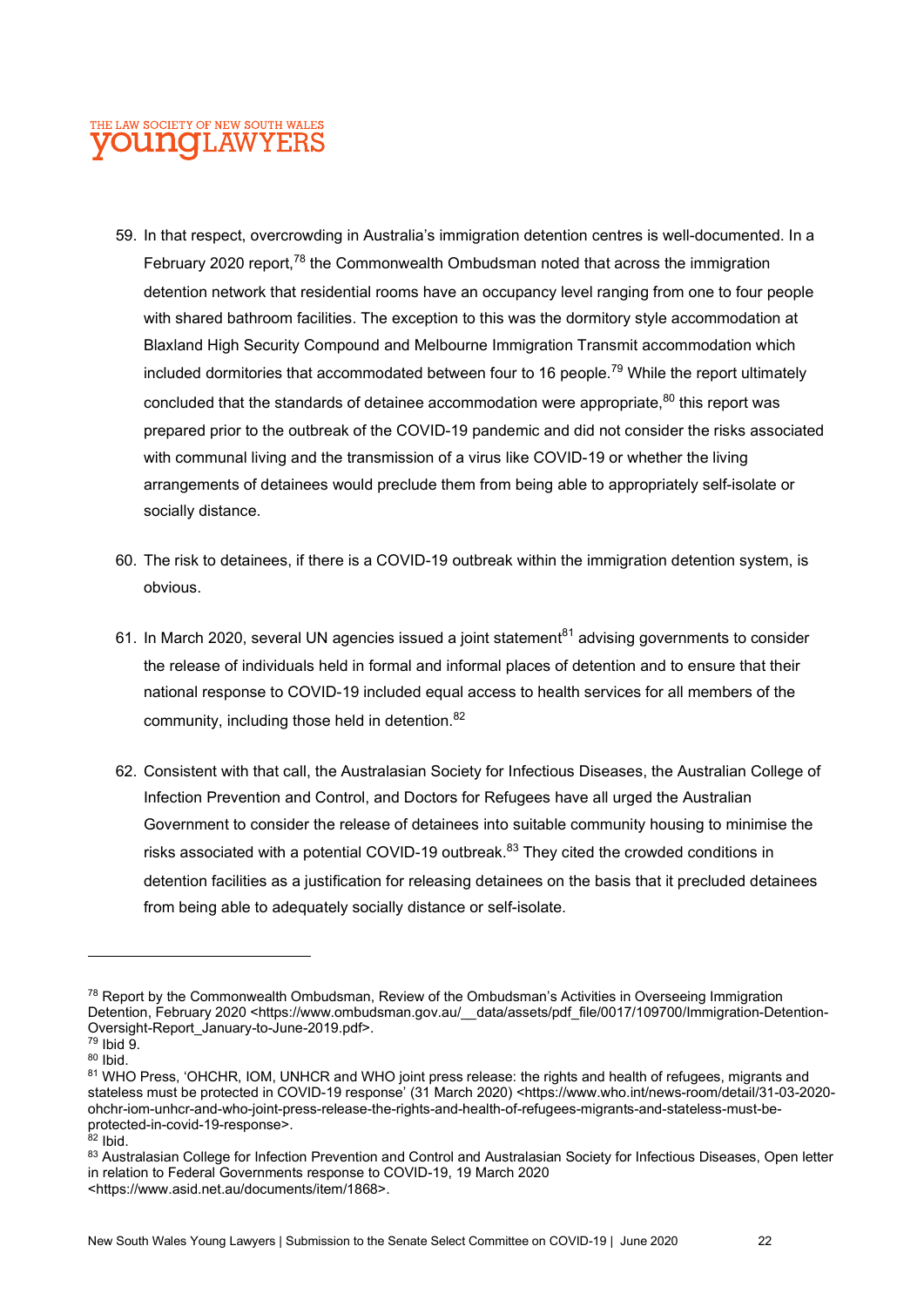59. In that respect, overcrowding in Australia's immigration detention centres is well-documented. In a February 2020 report,[78] the Commonwealth Ombudsman noted that across the immigration detention network that residential rooms have an occupancy level ranging from one to four people with shared bathroom facilities. The exception to this was the dormitory style accommodation at Blaxland High Security Compound and Melbourne Immigration Transmit accommodation which included dormitories that accommodated between four to 16 people.[79] While the report ultimately concluded that the standards of detainee accommodation were appropriate,[80] this report was prepared prior to the outbreak of the COVID-19 pandemic and did not consider the risks associated with communal living and the transmission of a virus like COVID-19 or whether the living arrangements of detainees would preclude them from being able to appropriately self-isolate or socially distance.

60. The risk to detainees, if there is a COVID-19 outbreak within the immigration detention system, is obvious.

61. In March 2020, several UN agencies issued a joint statement[81] advising governments to consider the release of individuals held in formal and informal places of detention and to ensure that their national response to COVID-19 included equal access to health services for all members of the community, including those held in detention.[82]

62. Consistent with that call, the Australasian Society for Infectious Diseases, the Australian College of Infection Prevention and Control, and Doctors for Refugees have all urged the Australian Government to consider the release of detainees into suitable community housing to minimise the risks associated with a potential COVID-19 outbreak.[83] They cited the crowded conditions in detention facilities as a justification for releasing detainees on the basis that it precluded detainees from being able to adequately socially distance or self-isolate.

---

[78] Report by the Commonwealth Ombudsman, Review of the Ombudsman's Activities in Overseeing Immigration Detention, February 2020 <https://www.ombudsman.gov.au/__data/assets/pdf_file/0017/109700/Immigration-Detention-Oversight-Report_January-to-June-2019.pdf>.

[79] Ibid 9.

[80] Ibid.

[81] WHO Press, 'OHCHR, IOM, UNHCR and WHO joint press release: the rights and health of refugees, migrants and stateless must be protected in COVID-19 response' (31 March 2020) <https://www.who.int/news-room/detail/31-03-2020-ohchr-iom-unhcr-and-who-joint-press-release-the-rights-and-health-of-refugees-migrants-and-stateless-must-be-protected-in-covid-19-response>.

[82] Ibid.

[83] Australasian College for Infection Prevention and Control and Australasian Society for Infectious Diseases, Open letter in relation to Federal Governments response to COVID-19, 19 March 2020 <https://www.asid.net.au/documents/item/1868>.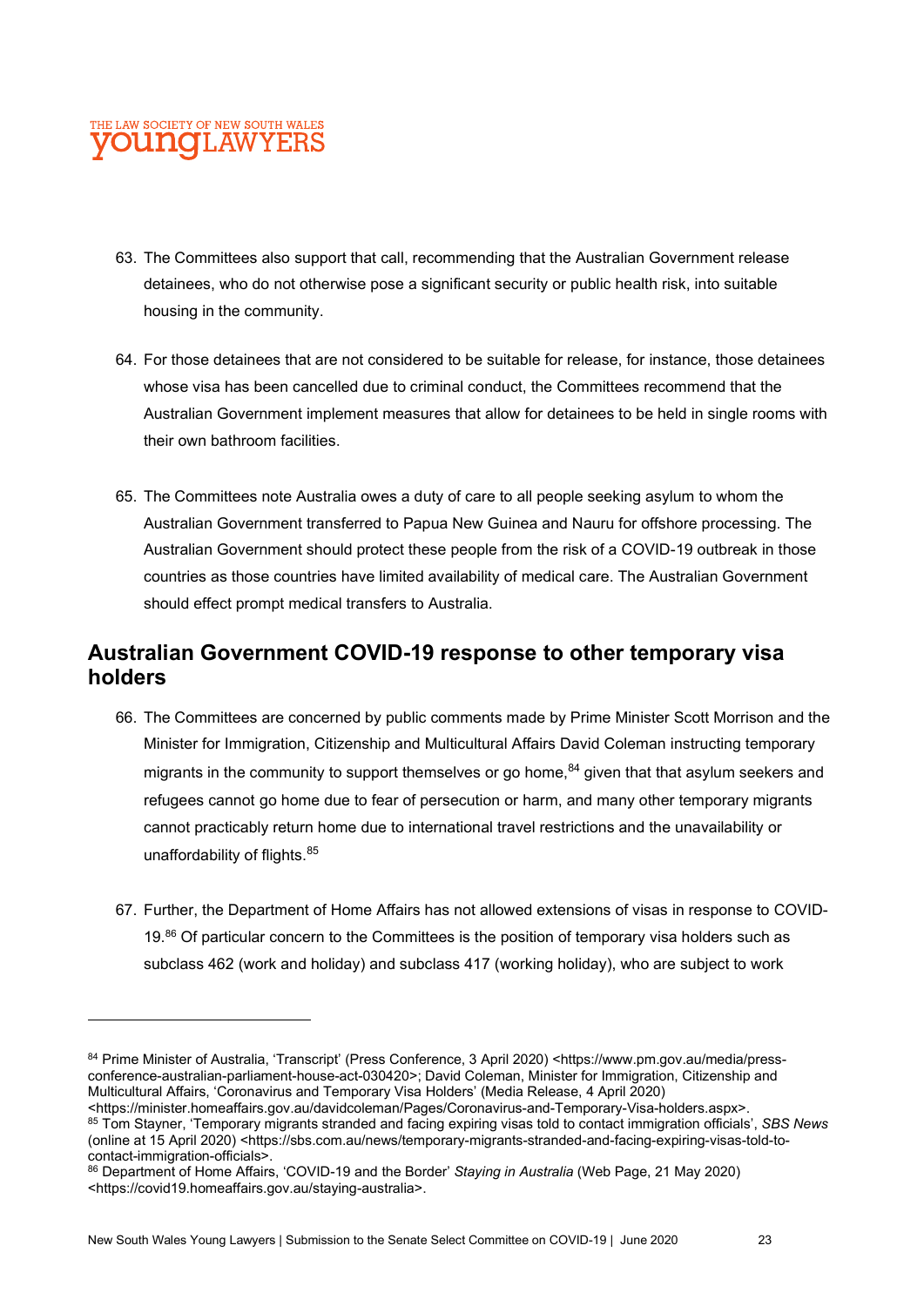63. The Committees also support that call, recommending that the Australian Government release detainees, who do not otherwise pose a significant security or public health risk, into suitable housing in the community.

64. For those detainees that are not considered to be suitable for release, for instance, those detainees whose visa has been cancelled due to criminal conduct, the Committees recommend that the Australian Government implement measures that allow for detainees to be held in single rooms with their own bathroom facilities.

65. The Committees note Australia owes a duty of care to all people seeking asylum to whom the Australian Government transferred to Papua New Guinea and Nauru for offshore processing. The Australian Government should protect these people from the risk of a COVID-19 outbreak in those countries as those countries have limited availability of medical care. The Australian Government should effect prompt medical transfers to Australia.

## Australian Government COVID-19 response to other temporary visa holders

66. The Committees are concerned by public comments made by Prime Minister Scott Morrison and the Minister for Immigration, Citizenship and Multicultural Affairs David Coleman instructing temporary migrants in the community to support themselves or go home,[84] given that that asylum seekers and refugees cannot go home due to fear of persecution or harm, and many other temporary migrants cannot practicably return home due to international travel restrictions and the unavailability or unaffordability of flights.[85]

67. Further, the Department of Home Affairs has not allowed extensions of visas in response to COVID-19.[86] Of particular concern to the Committees is the position of temporary visa holders such as subclass 462 (work and holiday) and subclass 417 (working holiday), who are subject to work

---

[84] Prime Minister of Australia, 'Transcript' (Press Conference, 3 April 2020) <https://www.pm.gov.au/media/press-conference-australian-parliament-house-act-030420>; David Coleman, Minister for Immigration, Citizenship and Multicultural Affairs, 'Coronavirus and Temporary Visa Holders' (Media Release, 4 April 2020) <https://minister.homeaffairs.gov.au/davidcoleman/Pages/Coronavirus-and-Temporary-Visa-holders.aspx>.

[85] Tom Stayner, 'Temporary migrants stranded and facing expiring visas told to contact immigration officials', *SBS News* (online at 15 April 2020) <https://sbs.com.au/news/temporary-migrants-stranded-and-facing-expiring-visas-told-to-contact-immigration-officials>.

[86] Department of Home Affairs, 'COVID-19 and the Border' *Staying in Australia* (Web Page, 21 May 2020) <https://covid19.homeaffairs.gov.au/staying-australia>.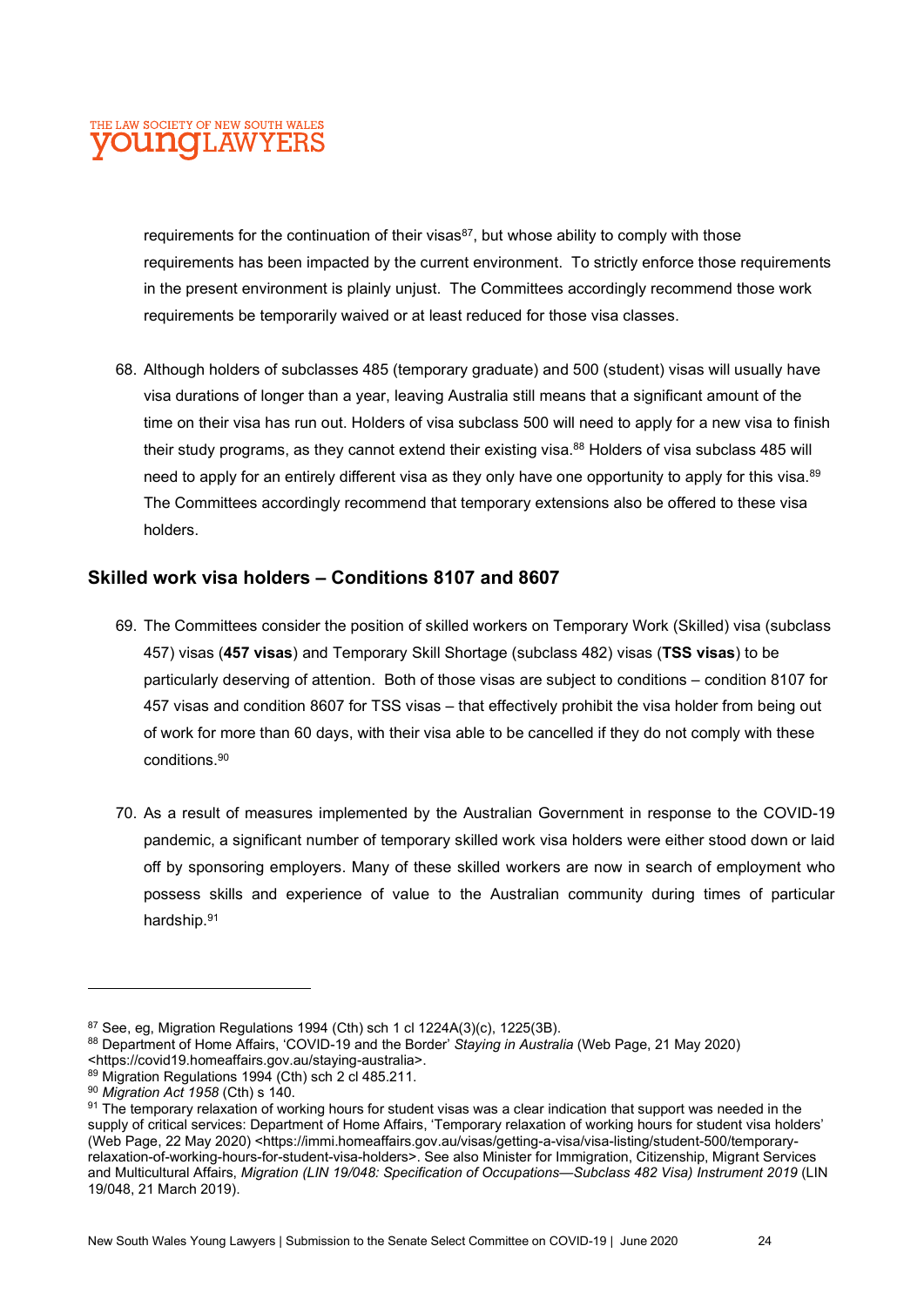requirements for the continuation of their visas[87], but whose ability to comply with those requirements has been impacted by the current environment. To strictly enforce those requirements in the present environment is plainly unjust. The Committees accordingly recommend those work requirements be temporarily waived or at least reduced for those visa classes.

68. Although holders of subclasses 485 (temporary graduate) and 500 (student) visas will usually have visa durations of longer than a year, leaving Australia still means that a significant amount of the time on their visa has run out. Holders of visa subclass 500 will need to apply for a new visa to finish their study programs, as they cannot extend their existing visa.[88] Holders of visa subclass 485 will need to apply for an entirely different visa as they only have one opportunity to apply for this visa.[89] The Committees accordingly recommend that temporary extensions also be offered to these visa holders.

## Skilled work visa holders – Conditions 8107 and 8607

69. The Committees consider the position of skilled workers on Temporary Work (Skilled) visa (subclass 457) visas (**457 visas**) and Temporary Skill Shortage (subclass 482) visas (**TSS visas**) to be particularly deserving of attention. Both of those visas are subject to conditions – condition 8107 for 457 visas and condition 8607 for TSS visas – that effectively prohibit the visa holder from being out of work for more than 60 days, with their visa able to be cancelled if they do not comply with these conditions.[90]

70. As a result of measures implemented by the Australian Government in response to the COVID-19 pandemic, a significant number of temporary skilled work visa holders were either stood down or laid off by sponsoring employers. Many of these skilled workers are now in search of employment who possess skills and experience of value to the Australian community during times of particular hardship.[91]

---

[87] See, eg, Migration Regulations 1994 (Cth) sch 1 cl 1224A(3)(c), 1225(3B).

[88] Department of Home Affairs, 'COVID-19 and the Border' *Staying in Australia* (Web Page, 21 May 2020) <https://covid19.homeaffairs.gov.au/staying-australia>.

[89] Migration Regulations 1994 (Cth) sch 2 cl 485.211.

[90] *Migration Act 1958* (Cth) s 140.

[91] The temporary relaxation of working hours for student visas was a clear indication that support was needed in the supply of critical services: Department of Home Affairs, 'Temporary relaxation of working hours for student visa holders' (Web Page, 22 May 2020) <https://immi.homeaffairs.gov.au/visas/getting-a-visa/visa-listing/student-500/temporary-relaxation-of-working-hours-for-student-visa-holders>. See also Minister for Immigration, Citizenship, Migrant Services and Multicultural Affairs, *Migration (LIN 19/048: Specification of Occupations—Subclass 482 Visa) Instrument 2019* (LIN 19/048, 21 March 2019).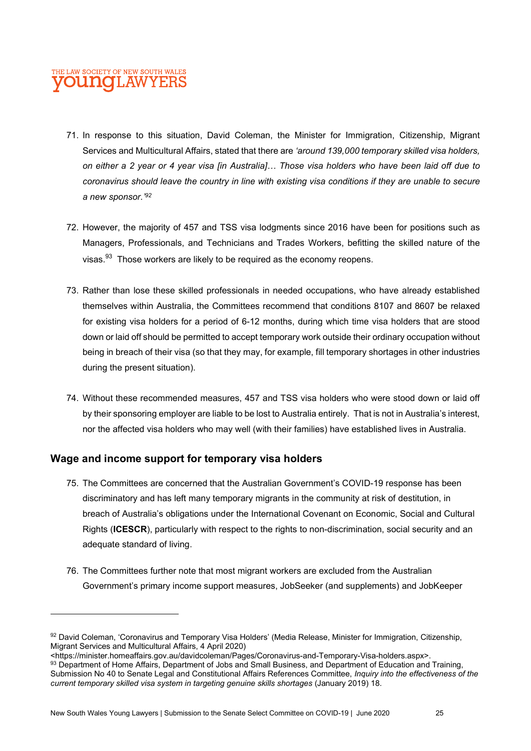71. In response to this situation, David Coleman, the Minister for Immigration, Citizenship, Migrant Services and Multicultural Affairs, stated that there are *'around 139,000 temporary skilled visa holders, on either a 2 year or 4 year visa [in Australia]… Those visa holders who have been laid off due to coronavirus should leave the country in line with existing visa conditions if they are unable to secure a new sponsor.'*[92]

72. However, the majority of 457 and TSS visa lodgments since 2016 have been for positions such as Managers, Professionals, and Technicians and Trades Workers, befitting the skilled nature of the visas.[93] Those workers are likely to be required as the economy reopens.

73. Rather than lose these skilled professionals in needed occupations, who have already established themselves within Australia, the Committees recommend that conditions 8107 and 8607 be relaxed for existing visa holders for a period of 6-12 months, during which time visa holders that are stood down or laid off should be permitted to accept temporary work outside their ordinary occupation without being in breach of their visa (so that they may, for example, fill temporary shortages in other industries during the present situation).

74. Without these recommended measures, 457 and TSS visa holders who were stood down or laid off by their sponsoring employer are liable to be lost to Australia entirely. That is not in Australia's interest, nor the affected visa holders who may well (with their families) have established lives in Australia.

## Wage and income support for temporary visa holders

75. The Committees are concerned that the Australian Government's COVID-19 response has been discriminatory and has left many temporary migrants in the community at risk of destitution, in breach of Australia's obligations under the International Covenant on Economic, Social and Cultural Rights (**ICESCR**), particularly with respect to the rights to non-discrimination, social security and an adequate standard of living.

76. The Committees further note that most migrant workers are excluded from the Australian Government's primary income support measures, JobSeeker (and supplements) and JobKeeper

---

[92] David Coleman, 'Coronavirus and Temporary Visa Holders' (Media Release, Minister for Immigration, Citizenship, Migrant Services and Multicultural Affairs, 4 April 2020) <https://minister.homeaffairs.gov.au/davidcoleman/Pages/Coronavirus-and-Temporary-Visa-holders.aspx>.

[93] Department of Home Affairs, Department of Jobs and Small Business, and Department of Education and Training, Submission No 40 to Senate Legal and Constitutional Affairs References Committee, *Inquiry into the effectiveness of the current temporary skilled visa system in targeting genuine skills shortages* (January 2019) 18.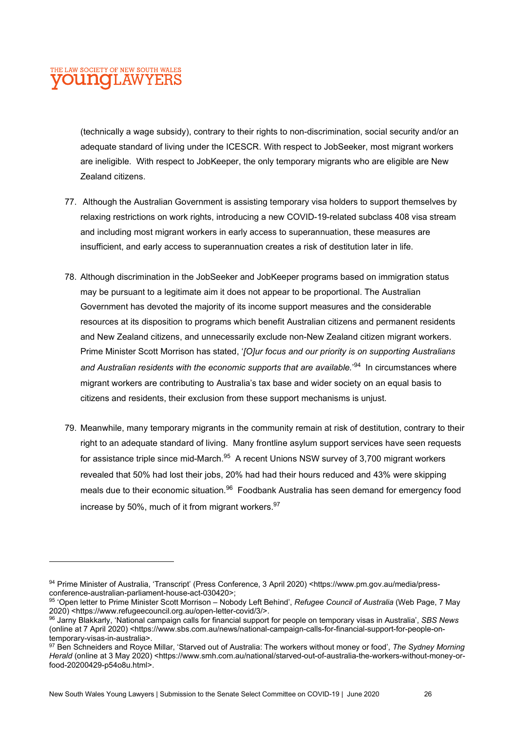(technically a wage subsidy), contrary to their rights to non-discrimination, social security and/or an adequate standard of living under the ICESCR. With respect to JobSeeker, most migrant workers are ineligible. With respect to JobKeeper, the only temporary migrants who are eligible are New Zealand citizens.

77. Although the Australian Government is assisting temporary visa holders to support themselves by relaxing restrictions on work rights, introducing a new COVID-19-related subclass 408 visa stream and including most migrant workers in early access to superannuation, these measures are insufficient, and early access to superannuation creates a risk of destitution later in life.

78. Although discrimination in the JobSeeker and JobKeeper programs based on immigration status may be pursuant to a legitimate aim it does not appear to be proportional. The Australian Government has devoted the majority of its income support measures and the considerable resources at its disposition to programs which benefit Australian citizens and permanent residents and New Zealand citizens, and unnecessarily exclude non-New Zealand citizen migrant workers. Prime Minister Scott Morrison has stated, '*[O]ur focus and our priority is on supporting Australians and Australian residents with the economic supports that are available.*'[94] In circumstances where migrant workers are contributing to Australia's tax base and wider society on an equal basis to citizens and residents, their exclusion from these support mechanisms is unjust.

79. Meanwhile, many temporary migrants in the community remain at risk of destitution, contrary to their right to an adequate standard of living. Many frontline asylum support services have seen requests for assistance triple since mid-March.[95] A recent Unions NSW survey of 3,700 migrant workers revealed that 50% had lost their jobs, 20% had had their hours reduced and 43% were skipping meals due to their economic situation.[96] Foodbank Australia has seen demand for emergency food increase by 50%, much of it from migrant workers.[97]

---

[94] Prime Minister of Australia, 'Transcript' (Press Conference, 3 April 2020) <https://www.pm.gov.au/media/press-conference-australian-parliament-house-act-030420>;

[95] 'Open letter to Prime Minister Scott Morrison – Nobody Left Behind', *Refugee Council of Australia* (Web Page, 7 May 2020) <https://www.refugeecouncil.org.au/open-letter-covid/3/>.

[96] Jarny Blakkarly, 'National campaign calls for financial support for people on temporary visas in Australia', *SBS News* (online at 7 April 2020) <https://www.sbs.com.au/news/national-campaign-calls-for-financial-support-for-people-on-temporary-visas-in-australia>.

[97] Ben Schneiders and Royce Millar, 'Starved out of Australia: The workers without money or food', *The Sydney Morning Herald* (online at 3 May 2020) <https://www.smh.com.au/national/starved-out-of-australia-the-workers-without-money-or-food-20200429-p54o8u.html>.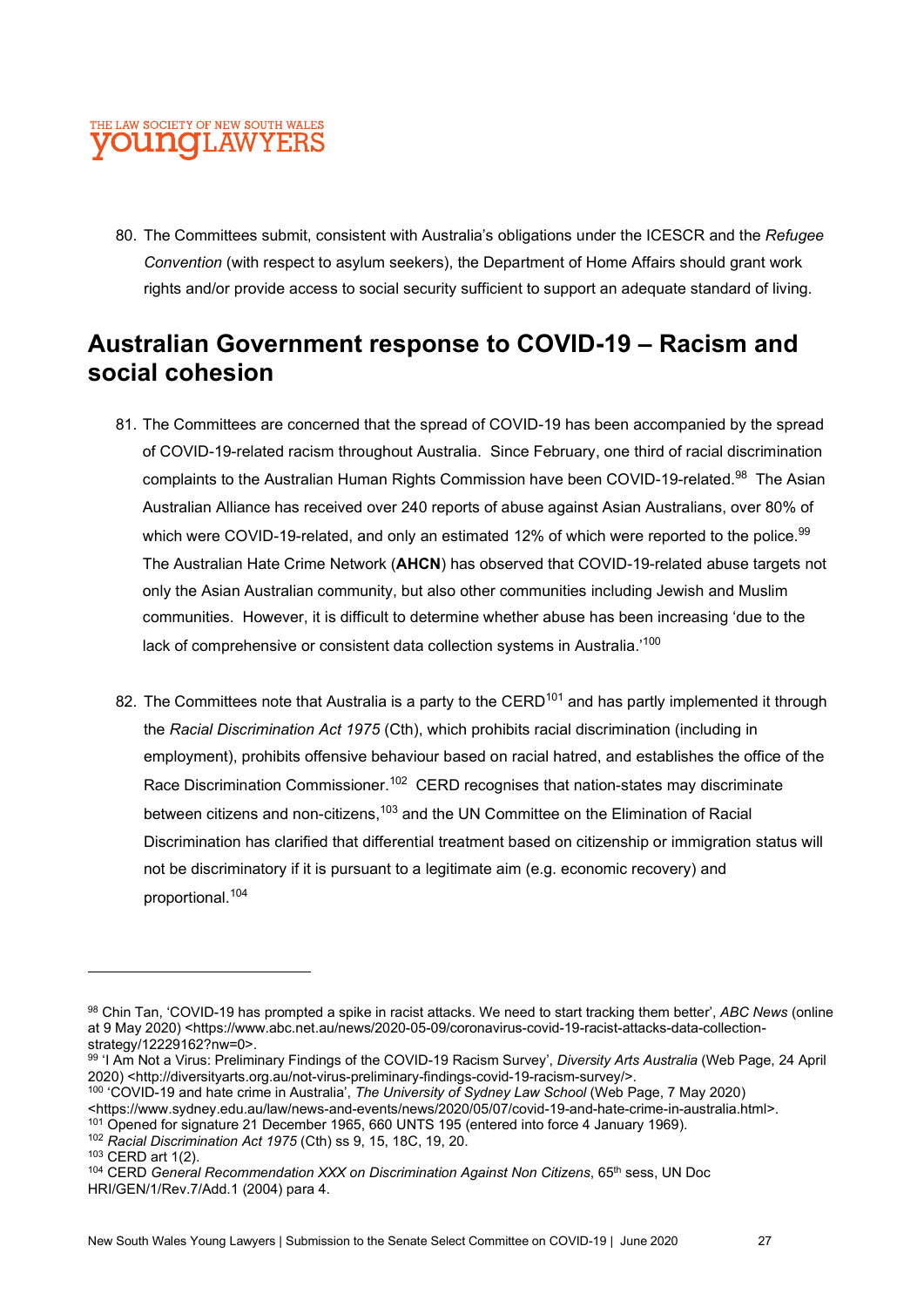80. The Committees submit, consistent with Australia's obligations under the ICESCR and the *Refugee Convention* (with respect to asylum seekers), the Department of Home Affairs should grant work rights and/or provide access to social security sufficient to support an adequate standard of living.

## Australian Government response to COVID-19 – Racism and social cohesion

81. The Committees are concerned that the spread of COVID-19 has been accompanied by the spread of COVID-19-related racism throughout Australia. Since February, one third of racial discrimination complaints to the Australian Human Rights Commission have been COVID-19-related.[98] The Asian Australian Alliance has received over 240 reports of abuse against Asian Australians, over 80% of which were COVID-19-related, and only an estimated 12% of which were reported to the police.[99] The Australian Hate Crime Network (**AHCN**) has observed that COVID-19-related abuse targets not only the Asian Australian community, but also other communities including Jewish and Muslim communities. However, it is difficult to determine whether abuse has been increasing 'due to the lack of comprehensive or consistent data collection systems in Australia.'[100]

82. The Committees note that Australia is a party to the CERD[101] and has partly implemented it through the *Racial Discrimination Act 1975* (Cth), which prohibits racial discrimination (including in employment), prohibits offensive behaviour based on racial hatred, and establishes the office of the Race Discrimination Commissioner.[102] CERD recognises that nation-states may discriminate between citizens and non-citizens,[103] and the UN Committee on the Elimination of Racial Discrimination has clarified that differential treatment based on citizenship or immigration status will not be discriminatory if it is pursuant to a legitimate aim (e.g. economic recovery) and proportional.[104]

---

[98] Chin Tan, 'COVID-19 has prompted a spike in racist attacks. We need to start tracking them better', *ABC News* (online at 9 May 2020) <https://www.abc.net.au/news/2020-05-09/coronavirus-covid-19-racist-attacks-data-collection-strategy/12229162?nw=0>.

[99] 'I Am Not a Virus: Preliminary Findings of the COVID-19 Racism Survey', *Diversity Arts Australia* (Web Page, 24 April 2020) <http://diversityarts.org.au/not-virus-preliminary-findings-covid-19-racism-survey/>.

[100] 'COVID-19 and hate crime in Australia', *The University of Sydney Law School* (Web Page, 7 May 2020) <https://www.sydney.edu.au/law/news-and-events/news/2020/05/07/covid-19-and-hate-crime-in-australia.html>.

[101] Opened for signature 21 December 1965, 660 UNTS 195 (entered into force 4 January 1969).

[102] *Racial Discrimination Act 1975* (Cth) ss 9, 15, 18C, 19, 20.

[103] CERD art 1(2).

[104] CERD *General Recommendation XXX on Discrimination Against Non Citizens*, 65th sess, UN Doc HRI/GEN/1/Rev.7/Add.1 (2004) para 4.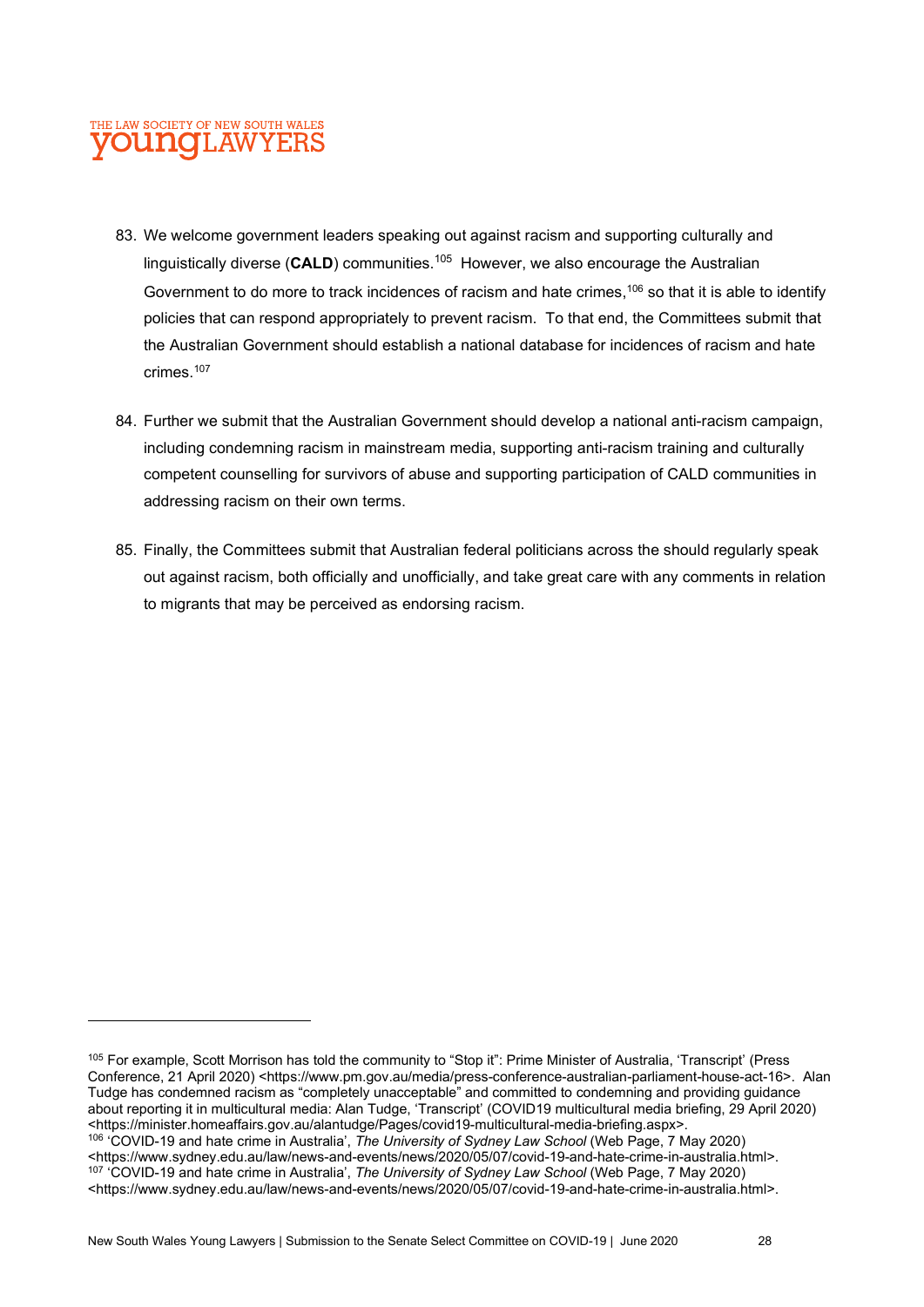83. We welcome government leaders speaking out against racism and supporting culturally and linguistically diverse (**CALD**) communities.[105] However, we also encourage the Australian Government to do more to track incidences of racism and hate crimes,[106] so that it is able to identify policies that can respond appropriately to prevent racism. To that end, the Committees submit that the Australian Government should establish a national database for incidences of racism and hate crimes.[107]

84. Further we submit that the Australian Government should develop a national anti-racism campaign, including condemning racism in mainstream media, supporting anti-racism training and culturally competent counselling for survivors of abuse and supporting participation of CALD communities in addressing racism on their own terms.

85. Finally, the Committees submit that Australian federal politicians across the should regularly speak out against racism, both officially and unofficially, and take great care with any comments in relation to migrants that may be perceived as endorsing racism.

---

[105] For example, Scott Morrison has told the community to "Stop it": Prime Minister of Australia, 'Transcript' (Press Conference, 21 April 2020) <https://www.pm.gov.au/media/press-conference-australian-parliament-house-act-16>. Alan Tudge has condemned racism as "completely unacceptable" and committed to condemning and providing guidance about reporting it in multicultural media: Alan Tudge, 'Transcript' (COVID19 multicultural media briefing, 29 April 2020) <https://minister.homeaffairs.gov.au/alantudge/Pages/covid19-multicultural-media-briefing.aspx>.

[106] 'COVID-19 and hate crime in Australia', *The University of Sydney Law School* (Web Page, 7 May 2020) <https://www.sydney.edu.au/law/news-and-events/news/2020/05/07/covid-19-and-hate-crime-in-australia.html>.

[107] 'COVID-19 and hate crime in Australia', *The University of Sydney Law School* (Web Page, 7 May 2020) <https://www.sydney.edu.au/law/news-and-events/news/2020/05/07/covid-19-and-hate-crime-in-australia.html>.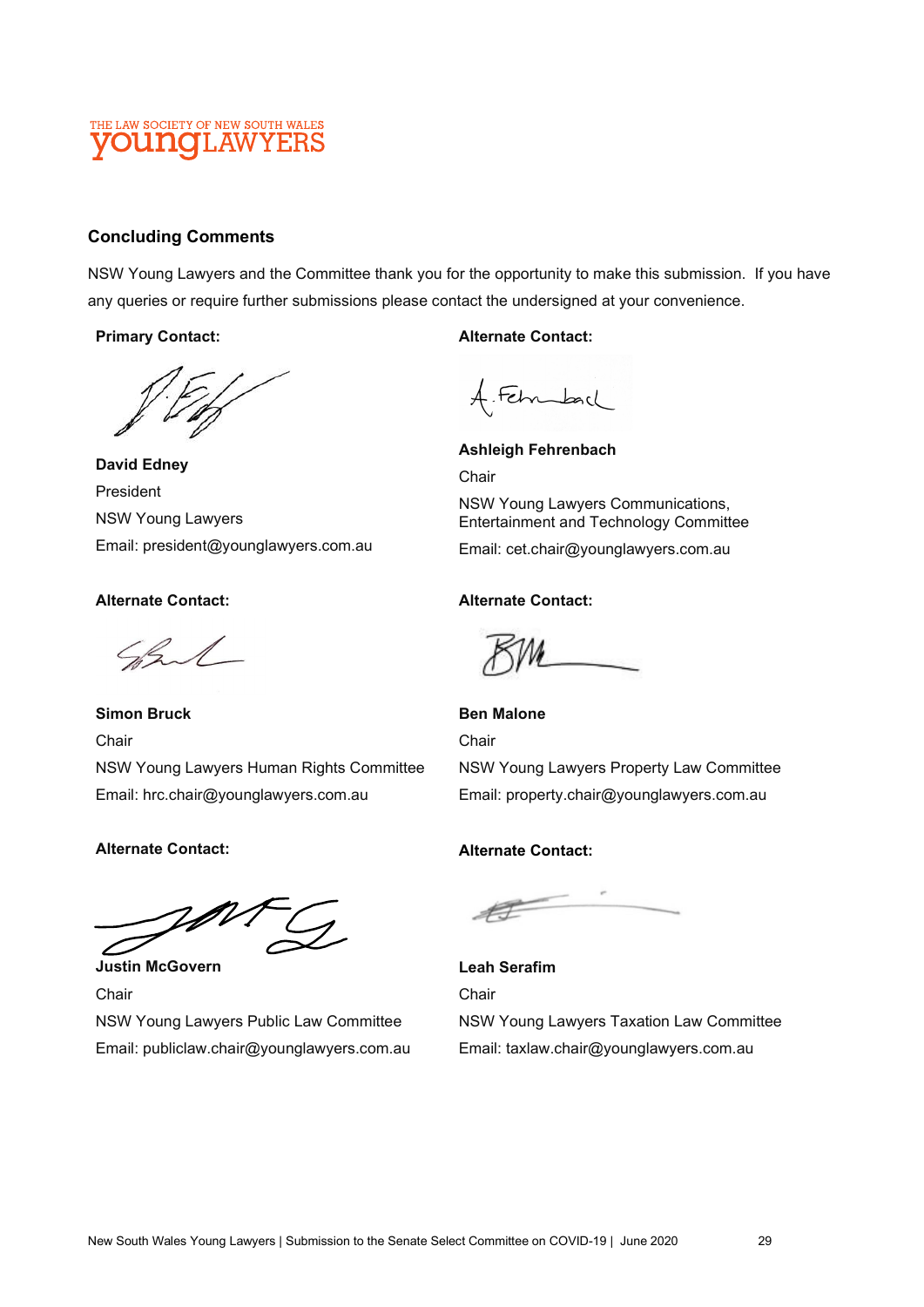## Concluding Comments

NSW Young Lawyers and the Committee thank you for the opportunity to make this submission. If you have any queries or require further submissions please contact the undersigned at your convenience.

**Primary Contact:**

**David Edney**
President
NSW Young Lawyers
Email: president@younglawyers.com.au

**Alternate Contact:**

**Ashleigh Fehrenbach**
Chair
NSW Young Lawyers Communications, Entertainment and Technology Committee
Email: cet.chair@younglawyers.com.au

**Alternate Contact:**

**Simon Bruck**
Chair
NSW Young Lawyers Human Rights Committee
Email: hrc.chair@younglawyers.com.au

**Alternate Contact:**

**Ben Malone**
Chair
NSW Young Lawyers Property Law Committee
Email: property.chair@younglawyers.com.au

**Alternate Contact:**

**Justin McGovern**
Chair
NSW Young Lawyers Public Law Committee
Email: publiclaw.chair@younglawyers.com.au

**Alternate Contact:**

**Leah Serafim**
Chair
NSW Young Lawyers Taxation Law Committee
Email: taxlaw.chair@younglawyers.com.au